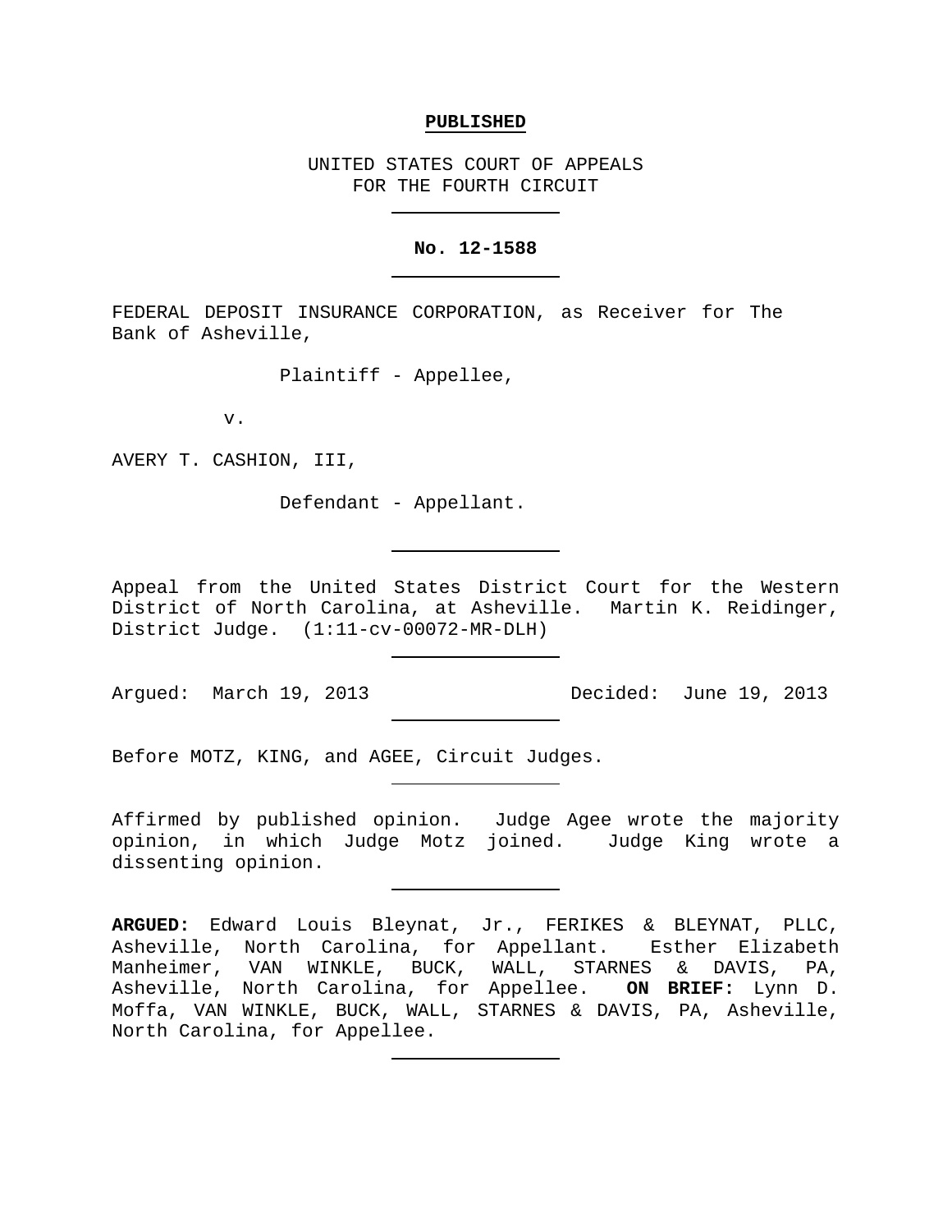**PUBLISHED**

UNITED STATES COURT OF APPEALS
FOR THE FOURTH CIRCUIT

---

**No. 12-1588**

---

FEDERAL DEPOSIT INSURANCE CORPORATION, as Receiver for The Bank of Asheville,

Plaintiff - Appellee,

v.

AVERY T. CASHION, III,

Defendant - Appellant.

---

Appeal from the United States District Court for the Western District of North Carolina, at Asheville. Martin K. Reidinger, District Judge. (1:11-cv-00072-MR-DLH)

---

Argued: March 19, 2013 Decided: June 19, 2013

---

Before MOTZ, KING, and AGEE, Circuit Judges.

---

Affirmed by published opinion. Judge Agee wrote the majority opinion, in which Judge Motz joined. Judge King wrote a dissenting opinion.

---

**ARGUED:** Edward Louis Bleynat, Jr., FERIKES & BLEYNAT, PLLC, Asheville, North Carolina, for Appellant. Esther Elizabeth Manheimer, VAN WINKLE, BUCK, WALL, STARNES & DAVIS, PA, Asheville, North Carolina, for Appellee. **ON BRIEF:** Lynn D. Moffa, VAN WINKLE, BUCK, WALL, STARNES & DAVIS, PA, Asheville, North Carolina, for Appellee.

---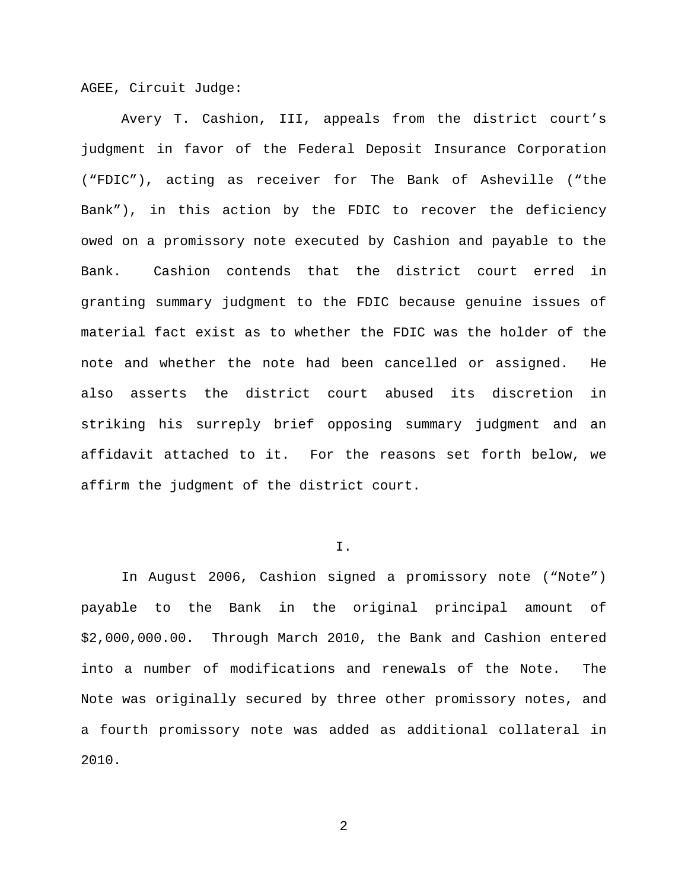AGEE, Circuit Judge:

Avery T. Cashion, III, appeals from the district court's judgment in favor of the Federal Deposit Insurance Corporation ("FDIC"), acting as receiver for The Bank of Asheville ("the Bank"), in this action by the FDIC to recover the deficiency owed on a promissory note executed by Cashion and payable to the Bank. Cashion contends that the district court erred in granting summary judgment to the FDIC because genuine issues of material fact exist as to whether the FDIC was the holder of the note and whether the note had been cancelled or assigned. He also asserts the district court abused its discretion in striking his surreply brief opposing summary judgment and an affidavit attached to it. For the reasons set forth below, we affirm the judgment of the district court.

I.

In August 2006, Cashion signed a promissory note ("Note") payable to the Bank in the original principal amount of $2,000,000.00. Through March 2010, the Bank and Cashion entered into a number of modifications and renewals of the Note. The Note was originally secured by three other promissory notes, and a fourth promissory note was added as additional collateral in 2010.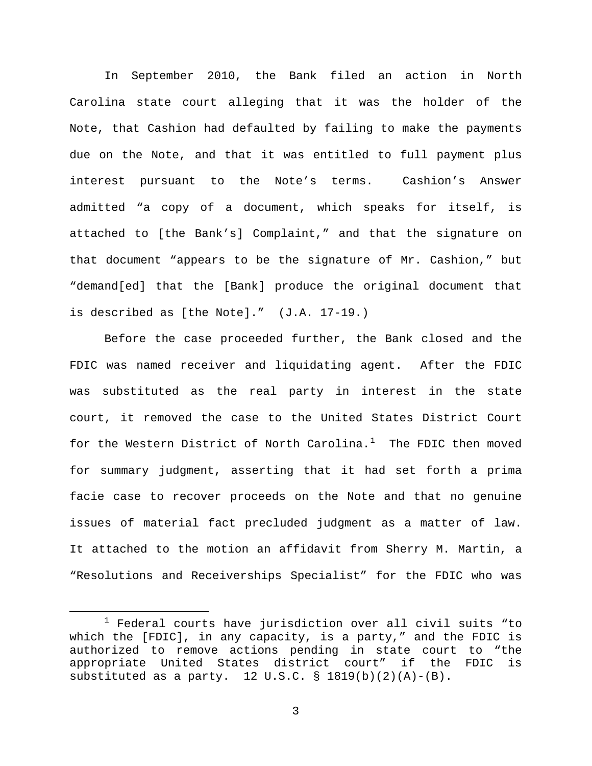In September 2010, the Bank filed an action in North Carolina state court alleging that it was the holder of the Note, that Cashion had defaulted by failing to make the payments due on the Note, and that it was entitled to full payment plus interest pursuant to the Note's terms. Cashion's Answer admitted "a copy of a document, which speaks for itself, is attached to [the Bank's] Complaint," and that the signature on that document "appears to be the signature of Mr. Cashion," but "demand[ed] that the [Bank] produce the original document that is described as [the Note]." (J.A. 17-19.)

Before the case proceeded further, the Bank closed and the FDIC was named receiver and liquidating agent. After the FDIC was substituted as the real party in interest in the state court, it removed the case to the United States District Court for the Western District of North Carolina.[1] The FDIC then moved for summary judgment, asserting that it had set forth a prima facie case to recover proceeds on the Note and that no genuine issues of material fact precluded judgment as a matter of law. It attached to the motion an affidavit from Sherry M. Martin, a "Resolutions and Receiverships Specialist" for the FDIC who was

---

[1] Federal courts have jurisdiction over all civil suits "to which the [FDIC], in any capacity, is a party," and the FDIC is authorized to remove actions pending in state court to "the appropriate United States district court" if the FDIC is substituted as a party. 12 U.S.C. § 1819(b)(2)(A)-(B).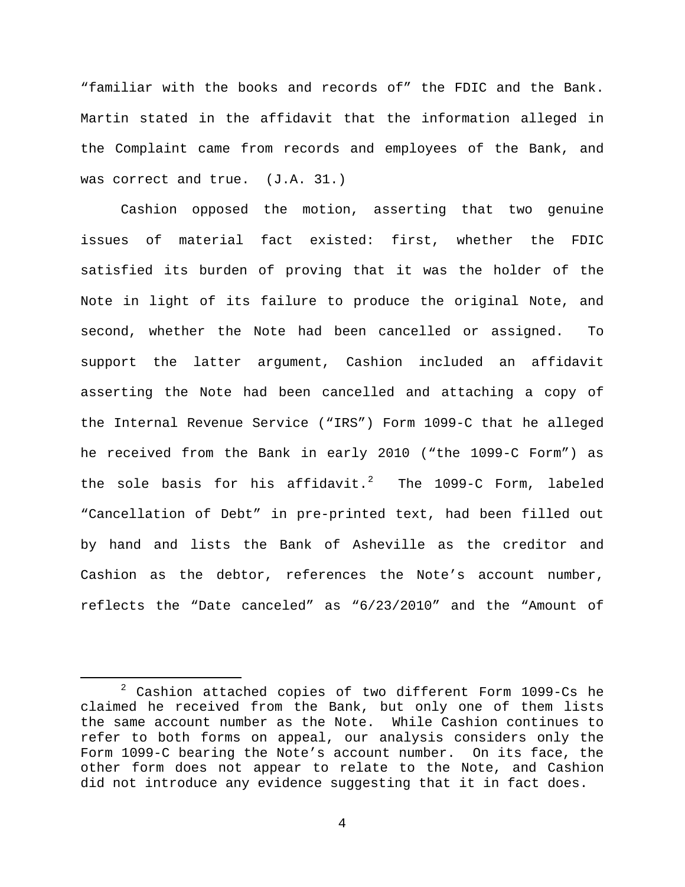"familiar with the books and records of" the FDIC and the Bank. Martin stated in the affidavit that the information alleged in the Complaint came from records and employees of the Bank, and was correct and true. (J.A. 31.)

Cashion opposed the motion, asserting that two genuine issues of material fact existed: first, whether the FDIC satisfied its burden of proving that it was the holder of the Note in light of its failure to produce the original Note, and second, whether the Note had been cancelled or assigned. To support the latter argument, Cashion included an affidavit asserting the Note had been cancelled and attaching a copy of the Internal Revenue Service ("IRS") Form 1099-C that he alleged he received from the Bank in early 2010 ("the 1099-C Form") as the sole basis for his affidavit.[2] The 1099-C Form, labeled "Cancellation of Debt" in pre-printed text, had been filled out by hand and lists the Bank of Asheville as the creditor and Cashion as the debtor, references the Note's account number, reflects the "Date canceled" as "6/23/2010" and the "Amount of

[2] Cashion attached copies of two different Form 1099-Cs he claimed he received from the Bank, but only one of them lists the same account number as the Note. While Cashion continues to refer to both forms on appeal, our analysis considers only the Form 1099-C bearing the Note's account number. On its face, the other form does not appear to relate to the Note, and Cashion did not introduce any evidence suggesting that it in fact does.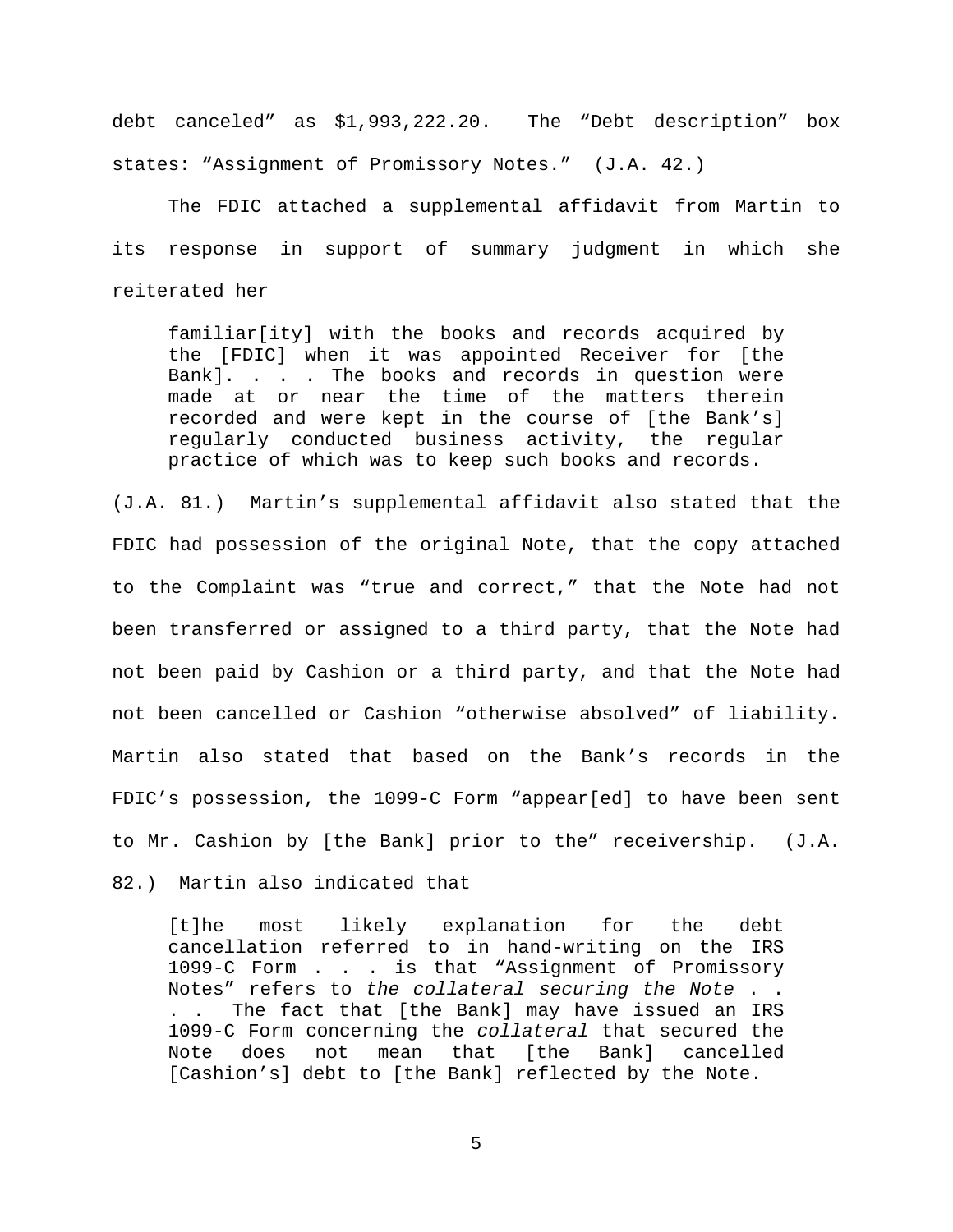debt canceled" as $1,993,222.20. The "Debt description" box states: "Assignment of Promissory Notes." (J.A. 42.)

The FDIC attached a supplemental affidavit from Martin to its response in support of summary judgment in which she reiterated her

> familiar[ity] with the books and records acquired by the [FDIC] when it was appointed Receiver for [the Bank]. . . . The books and records in question were made at or near the time of the matters therein recorded and were kept in the course of [the Bank's] regularly conducted business activity, the regular practice of which was to keep such books and records.

(J.A. 81.) Martin's supplemental affidavit also stated that the FDIC had possession of the original Note, that the copy attached to the Complaint was "true and correct," that the Note had not been transferred or assigned to a third party, that the Note had not been paid by Cashion or a third party, and that the Note had not been cancelled or Cashion "otherwise absolved" of liability. Martin also stated that based on the Bank's records in the FDIC's possession, the 1099-C Form "appear[ed] to have been sent to Mr. Cashion by [the Bank] prior to the" receivership. (J.A. 82.) Martin also indicated that

> [t]he most likely explanation for the debt cancellation referred to in hand-writing on the IRS 1099-C Form . . . is that "Assignment of Promissory Notes" refers to *the collateral securing the Note* . . . . The fact that [the Bank] may have issued an IRS 1099-C Form concerning the *collateral* that secured the Note does not mean that [the Bank] cancelled [Cashion's] debt to [the Bank] reflected by the Note.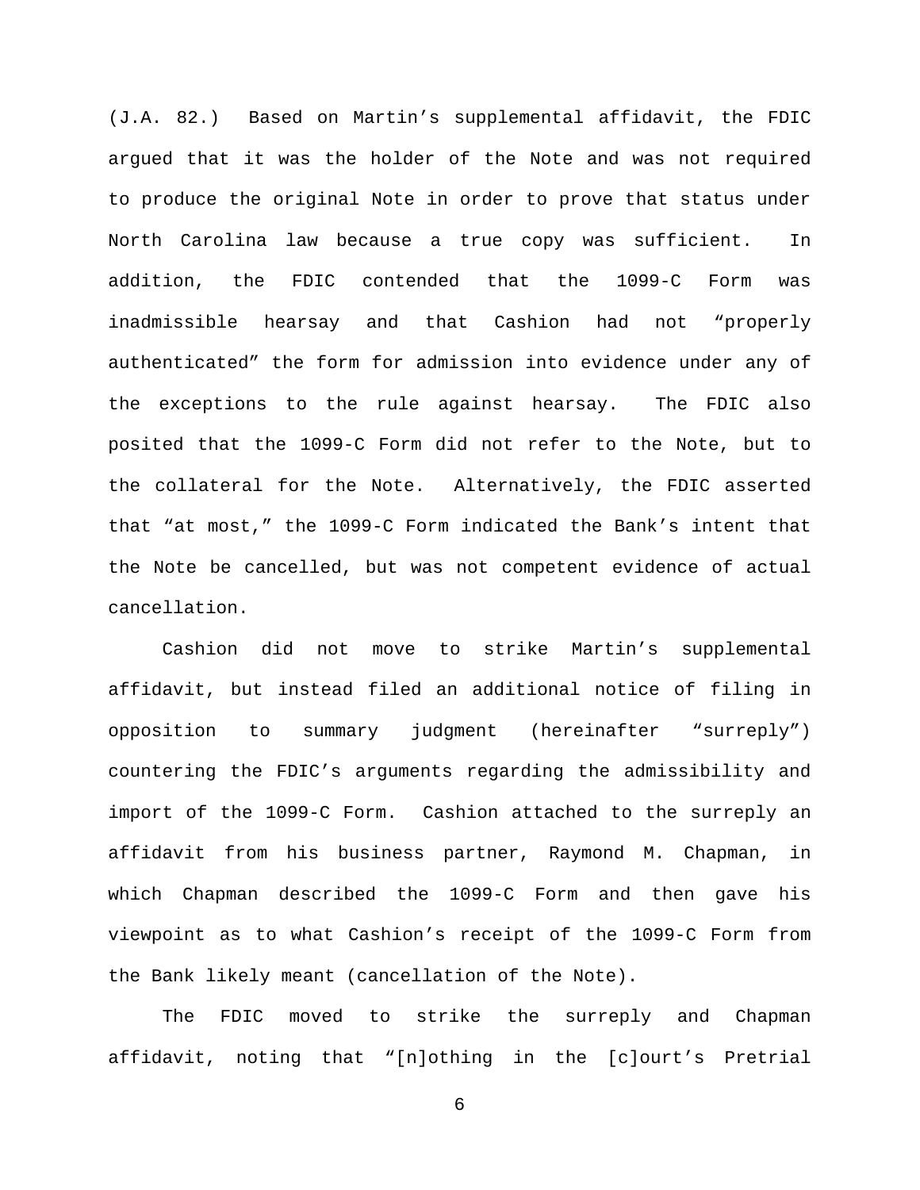(J.A. 82.) Based on Martin's supplemental affidavit, the FDIC argued that it was the holder of the Note and was not required to produce the original Note in order to prove that status under North Carolina law because a true copy was sufficient. In addition, the FDIC contended that the 1099-C Form was inadmissible hearsay and that Cashion had not "properly authenticated" the form for admission into evidence under any of the exceptions to the rule against hearsay. The FDIC also posited that the 1099-C Form did not refer to the Note, but to the collateral for the Note. Alternatively, the FDIC asserted that "at most," the 1099-C Form indicated the Bank's intent that the Note be cancelled, but was not competent evidence of actual cancellation.

Cashion did not move to strike Martin's supplemental affidavit, but instead filed an additional notice of filing in opposition to summary judgment (hereinafter "surreply") countering the FDIC's arguments regarding the admissibility and import of the 1099-C Form. Cashion attached to the surreply an affidavit from his business partner, Raymond M. Chapman, in which Chapman described the 1099-C Form and then gave his viewpoint as to what Cashion's receipt of the 1099-C Form from the Bank likely meant (cancellation of the Note).

The FDIC moved to strike the surreply and Chapman affidavit, noting that "[n]othing in the [c]ourt's Pretrial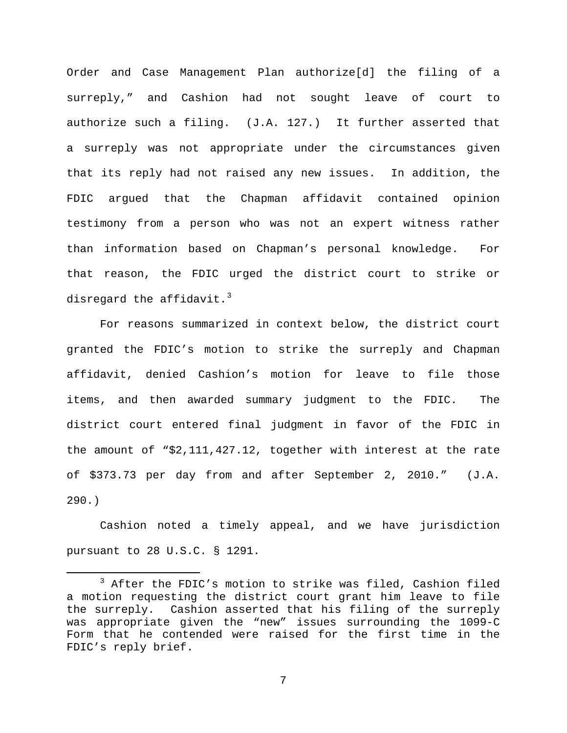Order and Case Management Plan authorize[d] the filing of a surreply," and Cashion had not sought leave of court to authorize such a filing. (J.A. 127.) It further asserted that a surreply was not appropriate under the circumstances given that its reply had not raised any new issues. In addition, the FDIC argued that the Chapman affidavit contained opinion testimony from a person who was not an expert witness rather than information based on Chapman's personal knowledge. For that reason, the FDIC urged the district court to strike or disregard the affidavit.[3]

For reasons summarized in context below, the district court granted the FDIC's motion to strike the surreply and Chapman affidavit, denied Cashion's motion for leave to file those items, and then awarded summary judgment to the FDIC. The district court entered final judgment in favor of the FDIC in the amount of "$2,111,427.12, together with interest at the rate of $373.73 per day from and after September 2, 2010." (J.A. 290.)

Cashion noted a timely appeal, and we have jurisdiction pursuant to 28 U.S.C. § 1291.

[3] After the FDIC's motion to strike was filed, Cashion filed a motion requesting the district court grant him leave to file the surreply. Cashion asserted that his filing of the surreply was appropriate given the "new" issues surrounding the 1099-C Form that he contended were raised for the first time in the FDIC's reply brief.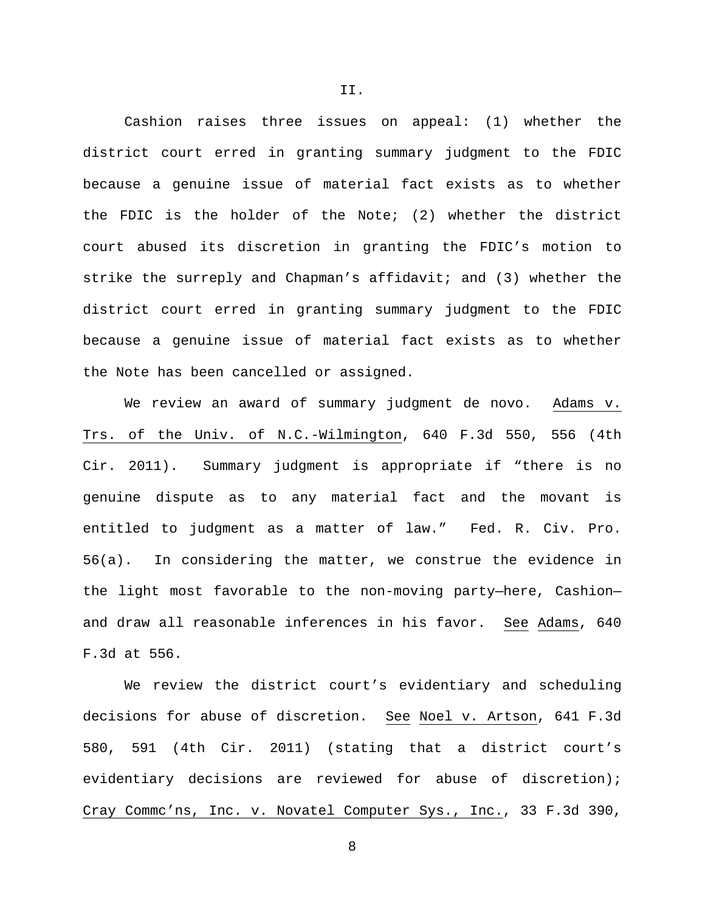# II.

Cashion raises three issues on appeal: (1) whether the district court erred in granting summary judgment to the FDIC because a genuine issue of material fact exists as to whether the FDIC is the holder of the Note; (2) whether the district court abused its discretion in granting the FDIC's motion to strike the surreply and Chapman's affidavit; and (3) whether the district court erred in granting summary judgment to the FDIC because a genuine issue of material fact exists as to whether the Note has been cancelled or assigned.

We review an award of summary judgment de novo. Adams v. Trs. of the Univ. of N.C.-Wilmington, 640 F.3d 550, 556 (4th Cir. 2011). Summary judgment is appropriate if "there is no genuine dispute as to any material fact and the movant is entitled to judgment as a matter of law." Fed. R. Civ. Pro. 56(a). In considering the matter, we construe the evidence in the light most favorable to the non-moving party—here, Cashion—and draw all reasonable inferences in his favor. See Adams, 640 F.3d at 556.

We review the district court's evidentiary and scheduling decisions for abuse of discretion. See Noel v. Artson, 641 F.3d 580, 591 (4th Cir. 2011) (stating that a district court's evidentiary decisions are reviewed for abuse of discretion); Cray Commc'ns, Inc. v. Novatel Computer Sys., Inc., 33 F.3d 390,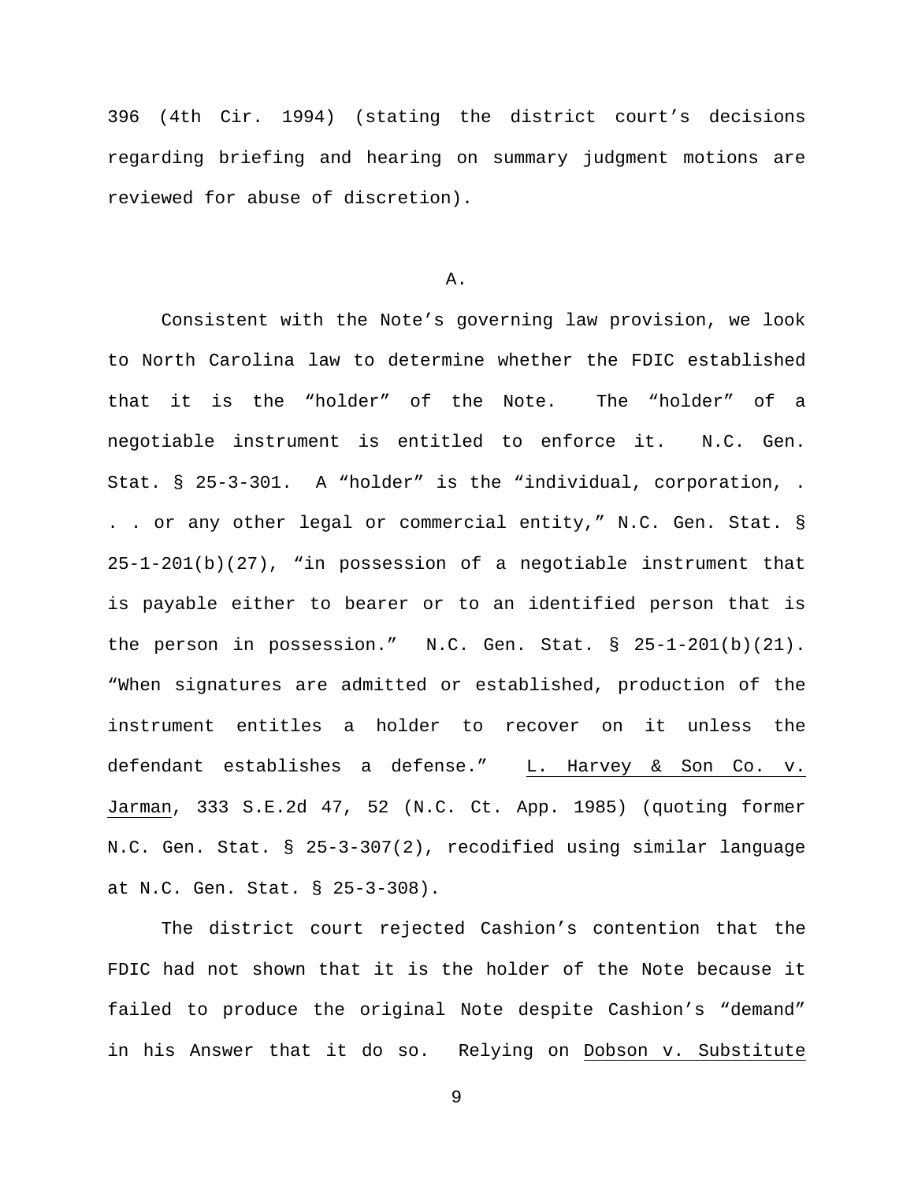396 (4th Cir. 1994) (stating the district court's decisions regarding briefing and hearing on summary judgment motions are reviewed for abuse of discretion).

A.

Consistent with the Note's governing law provision, we look to North Carolina law to determine whether the FDIC established that it is the "holder" of the Note. The "holder" of a negotiable instrument is entitled to enforce it. N.C. Gen. Stat. § 25-3-301. A "holder" is the "individual, corporation, . . . or any other legal or commercial entity," N.C. Gen. Stat. § 25-1-201(b)(27), "in possession of a negotiable instrument that is payable either to bearer or to an identified person that is the person in possession." N.C. Gen. Stat. § 25-1-201(b)(21). "When signatures are admitted or established, production of the instrument entitles a holder to recover on it unless the defendant establishes a defense." L. Harvey & Son Co. v. Jarman, 333 S.E.2d 47, 52 (N.C. Ct. App. 1985) (quoting former N.C. Gen. Stat. § 25-3-307(2), recodified using similar language at N.C. Gen. Stat. § 25-3-308).

The district court rejected Cashion's contention that the FDIC had not shown that it is the holder of the Note because it failed to produce the original Note despite Cashion's "demand" in his Answer that it do so. Relying on Dobson v. Substitute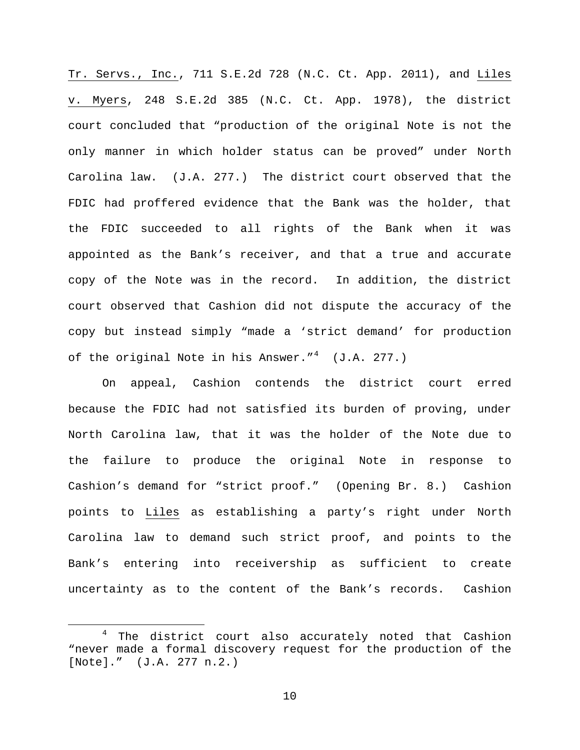Tr. Servs., Inc., 711 S.E.2d 728 (N.C. Ct. App. 2011), and Liles v. Myers, 248 S.E.2d 385 (N.C. Ct. App. 1978), the district court concluded that "production of the original Note is not the only manner in which holder status can be proved" under North Carolina law. (J.A. 277.) The district court observed that the FDIC had proffered evidence that the Bank was the holder, that the FDIC succeeded to all rights of the Bank when it was appointed as the Bank's receiver, and that a true and accurate copy of the Note was in the record. In addition, the district court observed that Cashion did not dispute the accuracy of the copy but instead simply "made a 'strict demand' for production of the original Note in his Answer."[4] (J.A. 277.)

On appeal, Cashion contends the district court erred because the FDIC had not satisfied its burden of proving, under North Carolina law, that it was the holder of the Note due to the failure to produce the original Note in response to Cashion's demand for "strict proof." (Opening Br. 8.) Cashion points to Liles as establishing a party's right under North Carolina law to demand such strict proof, and points to the Bank's entering into receivership as sufficient to create uncertainty as to the content of the Bank's records. Cashion

---

[4] The district court also accurately noted that Cashion "never made a formal discovery request for the production of the [Note]." (J.A. 277 n.2.)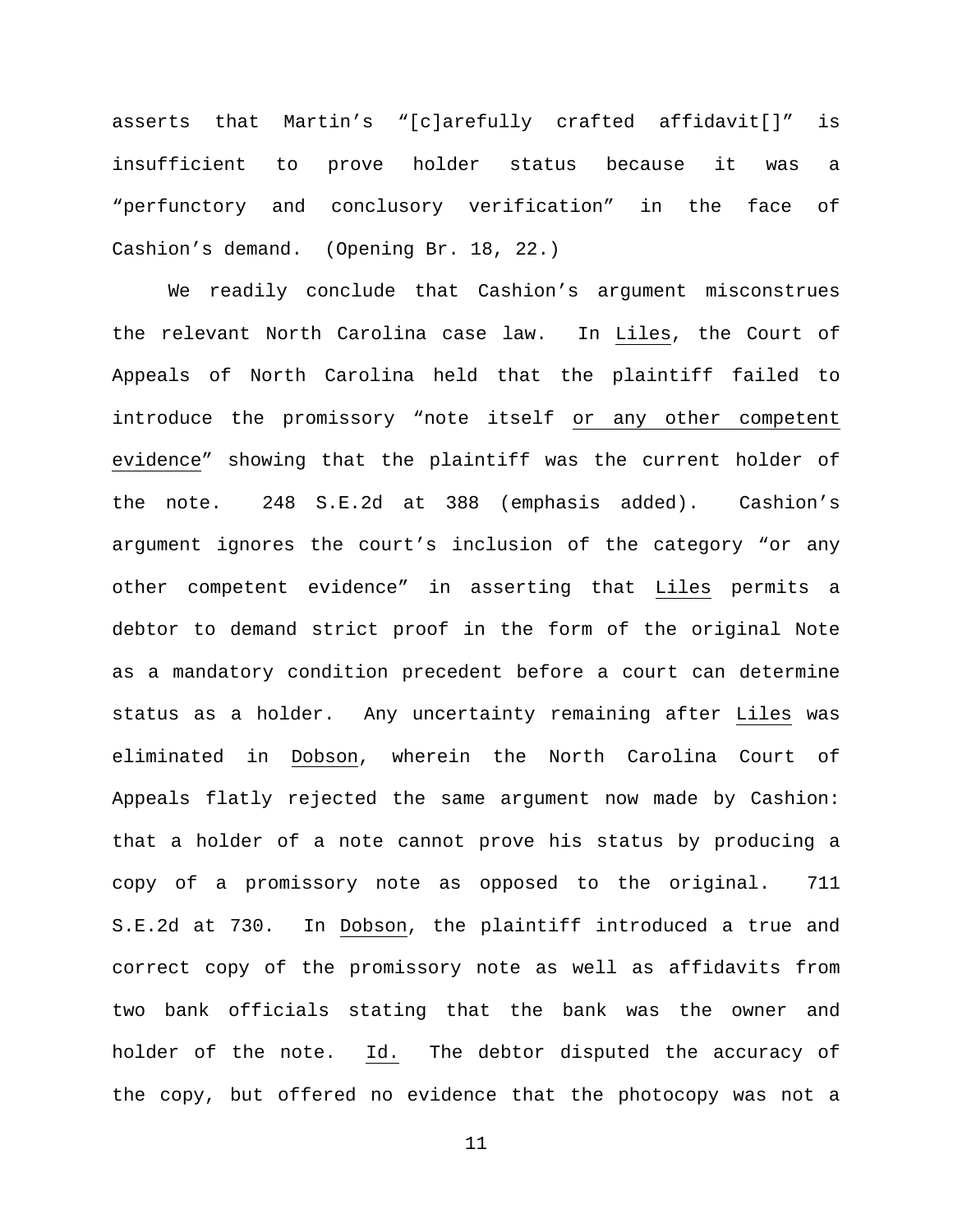asserts that Martin's "[c]arefully crafted affidavit[]" is insufficient to prove holder status because it was a "perfunctory and conclusory verification" in the face of Cashion's demand. (Opening Br. 18, 22.)

We readily conclude that Cashion's argument misconstrues the relevant North Carolina case law. In Liles, the Court of Appeals of North Carolina held that the plaintiff failed to introduce the promissory "note itself or any other competent evidence" showing that the plaintiff was the current holder of the note. 248 S.E.2d at 388 (emphasis added). Cashion's argument ignores the court's inclusion of the category "or any other competent evidence" in asserting that Liles permits a debtor to demand strict proof in the form of the original Note as a mandatory condition precedent before a court can determine status as a holder. Any uncertainty remaining after Liles was eliminated in Dobson, wherein the North Carolina Court of Appeals flatly rejected the same argument now made by Cashion: that a holder of a note cannot prove his status by producing a copy of a promissory note as opposed to the original. 711 S.E.2d at 730. In Dobson, the plaintiff introduced a true and correct copy of the promissory note as well as affidavits from two bank officials stating that the bank was the owner and holder of the note. Id. The debtor disputed the accuracy of the copy, but offered no evidence that the photocopy was not a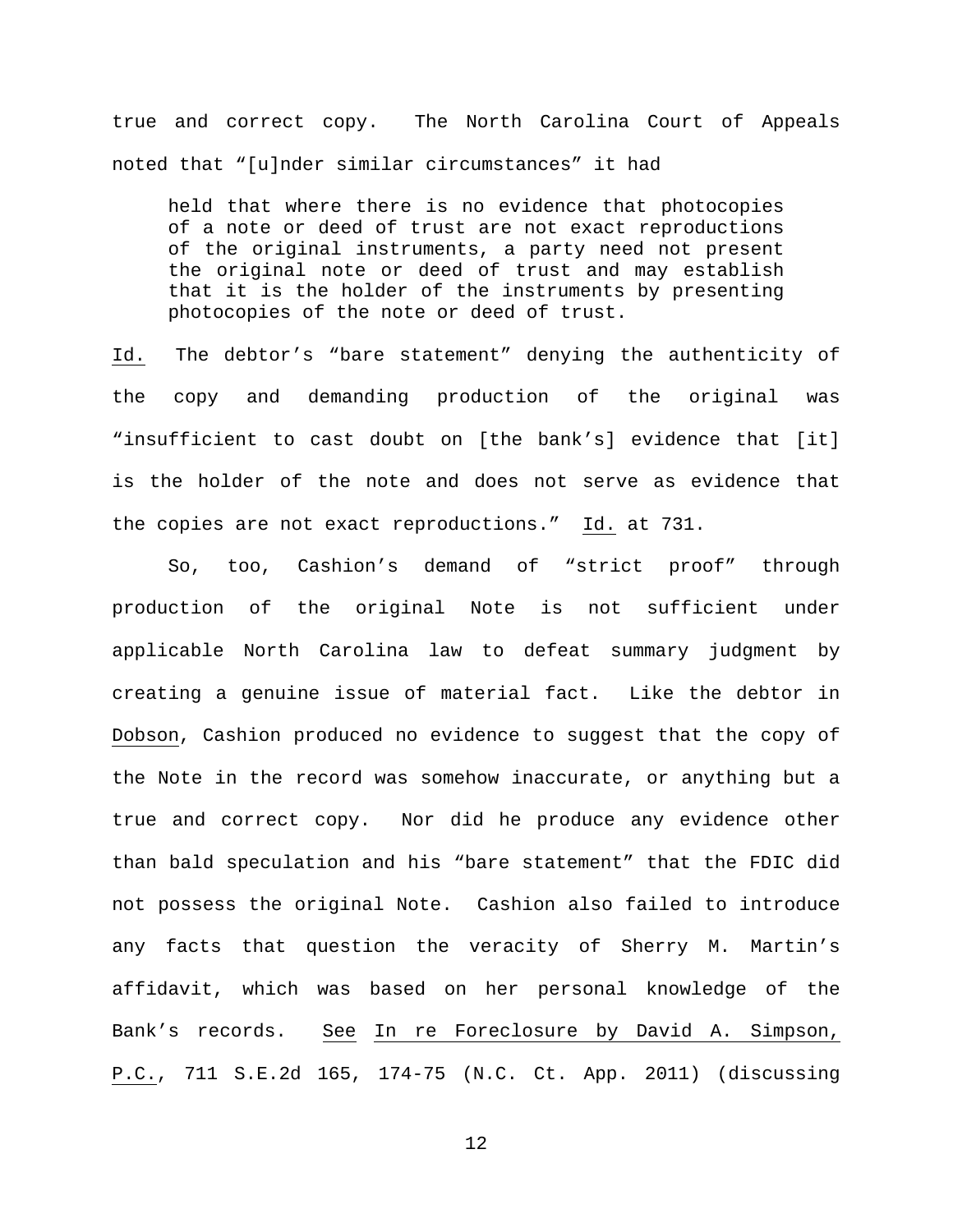true and correct copy. The North Carolina Court of Appeals noted that "[u]nder similar circumstances" it had

> held that where there is no evidence that photocopies of a note or deed of trust are not exact reproductions of the original instruments, a party need not present the original note or deed of trust and may establish that it is the holder of the instruments by presenting photocopies of the note or deed of trust.

Id. The debtor's "bare statement" denying the authenticity of the copy and demanding production of the original was "insufficient to cast doubt on [the bank's] evidence that [it] is the holder of the note and does not serve as evidence that the copies are not exact reproductions." Id. at 731.

So, too, Cashion's demand of "strict proof" through production of the original Note is not sufficient under applicable North Carolina law to defeat summary judgment by creating a genuine issue of material fact. Like the debtor in Dobson, Cashion produced no evidence to suggest that the copy of the Note in the record was somehow inaccurate, or anything but a true and correct copy. Nor did he produce any evidence other than bald speculation and his "bare statement" that the FDIC did not possess the original Note. Cashion also failed to introduce any facts that question the veracity of Sherry M. Martin's affidavit, which was based on her personal knowledge of the Bank's records. See In re Foreclosure by David A. Simpson, P.C., 711 S.E.2d 165, 174-75 (N.C. Ct. App. 2011) (discussing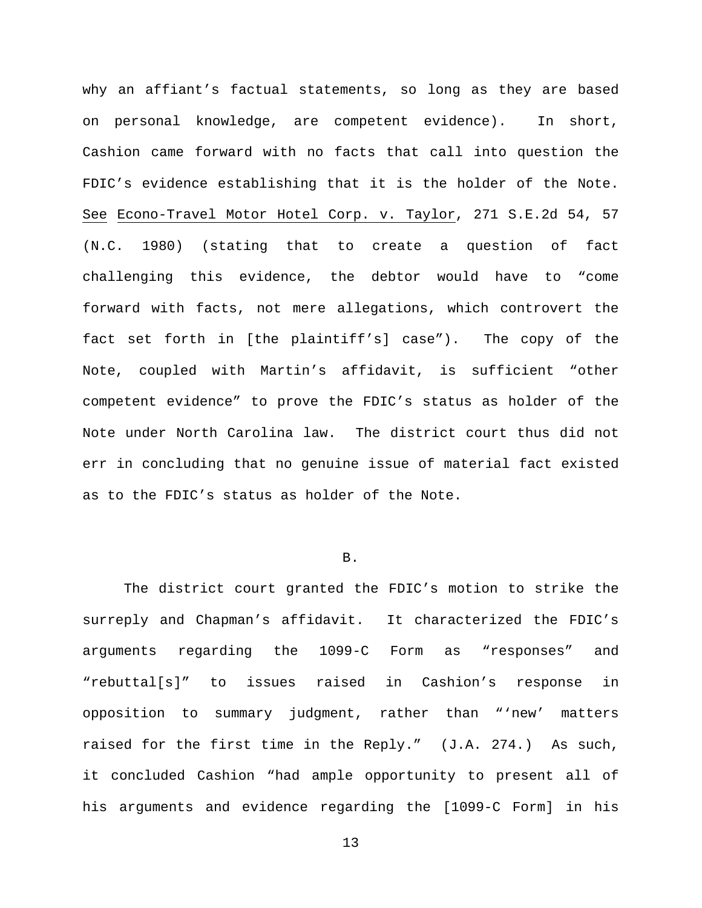why an affiant's factual statements, so long as they are based on personal knowledge, are competent evidence). In short, Cashion came forward with no facts that call into question the FDIC's evidence establishing that it is the holder of the Note. See Econo-Travel Motor Hotel Corp. v. Taylor, 271 S.E.2d 54, 57 (N.C. 1980) (stating that to create a question of fact challenging this evidence, the debtor would have to "come forward with facts, not mere allegations, which controvert the fact set forth in [the plaintiff's] case"). The copy of the Note, coupled with Martin's affidavit, is sufficient "other competent evidence" to prove the FDIC's status as holder of the Note under North Carolina law. The district court thus did not err in concluding that no genuine issue of material fact existed as to the FDIC's status as holder of the Note.

B.

The district court granted the FDIC's motion to strike the surreply and Chapman's affidavit. It characterized the FDIC's arguments regarding the 1099-C Form as "responses" and "rebuttal[s]" to issues raised in Cashion's response in opposition to summary judgment, rather than "'new' matters raised for the first time in the Reply." (J.A. 274.) As such, it concluded Cashion "had ample opportunity to present all of his arguments and evidence regarding the [1099-C Form] in his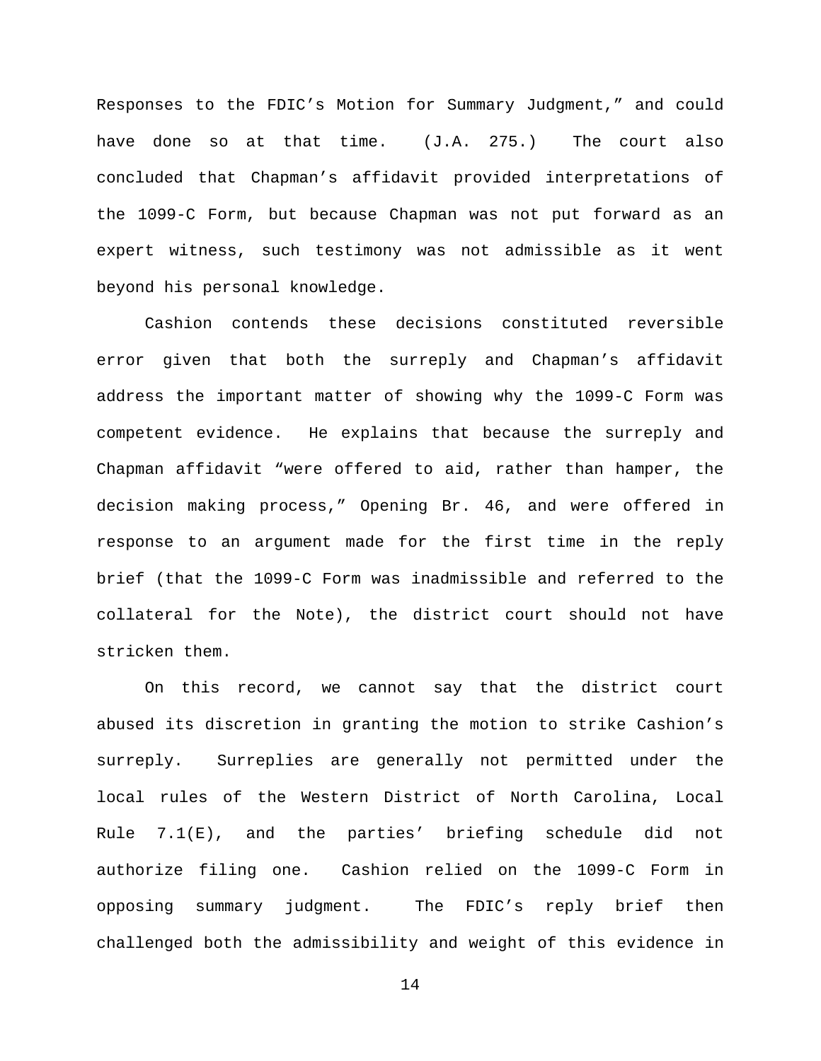Responses to the FDIC's Motion for Summary Judgment," and could have done so at that time. (J.A. 275.) The court also concluded that Chapman's affidavit provided interpretations of the 1099-C Form, but because Chapman was not put forward as an expert witness, such testimony was not admissible as it went beyond his personal knowledge.

Cashion contends these decisions constituted reversible error given that both the surreply and Chapman's affidavit address the important matter of showing why the 1099-C Form was competent evidence. He explains that because the surreply and Chapman affidavit "were offered to aid, rather than hamper, the decision making process," Opening Br. 46, and were offered in response to an argument made for the first time in the reply brief (that the 1099-C Form was inadmissible and referred to the collateral for the Note), the district court should not have stricken them.

On this record, we cannot say that the district court abused its discretion in granting the motion to strike Cashion's surreply. Surreplies are generally not permitted under the local rules of the Western District of North Carolina, Local Rule 7.1(E), and the parties' briefing schedule did not authorize filing one. Cashion relied on the 1099-C Form in opposing summary judgment. The FDIC's reply brief then challenged both the admissibility and weight of this evidence in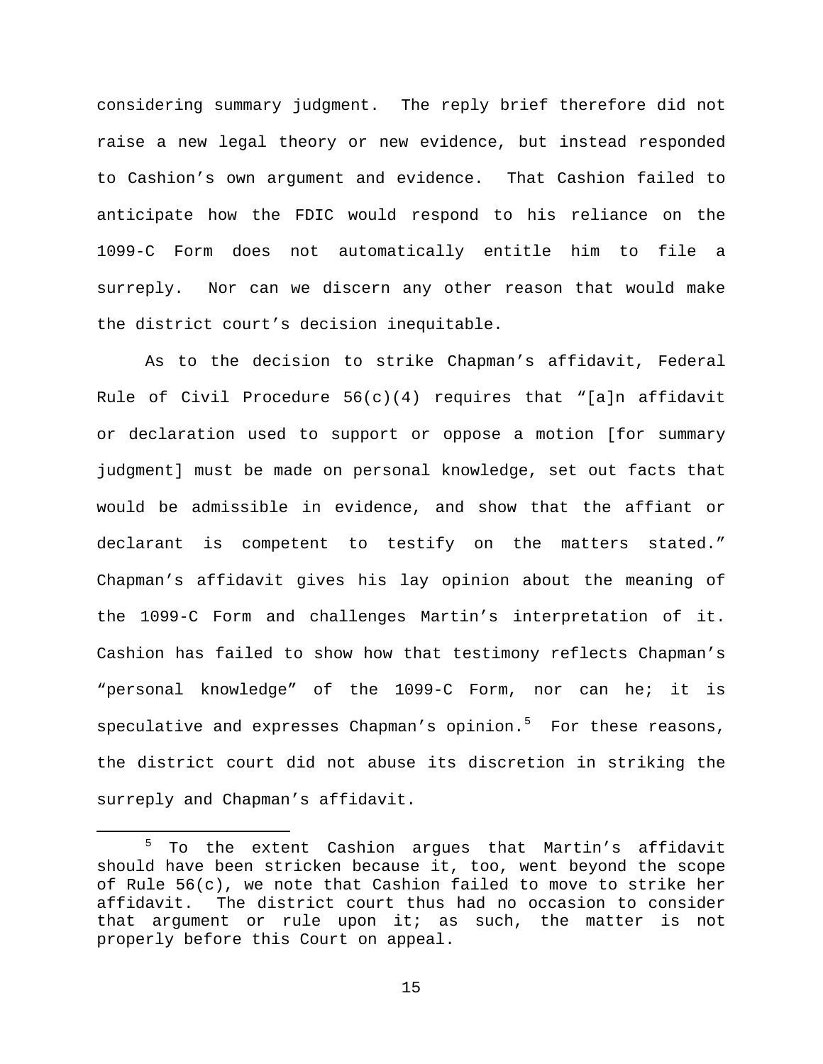considering summary judgment. The reply brief therefore did not raise a new legal theory or new evidence, but instead responded to Cashion's own argument and evidence. That Cashion failed to anticipate how the FDIC would respond to his reliance on the 1099-C Form does not automatically entitle him to file a surreply. Nor can we discern any other reason that would make the district court's decision inequitable.

As to the decision to strike Chapman's affidavit, Federal Rule of Civil Procedure 56(c)(4) requires that "[a]n affidavit or declaration used to support or oppose a motion [for summary judgment] must be made on personal knowledge, set out facts that would be admissible in evidence, and show that the affiant or declarant is competent to testify on the matters stated." Chapman's affidavit gives his lay opinion about the meaning of the 1099-C Form and challenges Martin's interpretation of it. Cashion has failed to show how that testimony reflects Chapman's "personal knowledge" of the 1099-C Form, nor can he; it is speculative and expresses Chapman's opinion.[5] For these reasons, the district court did not abuse its discretion in striking the surreply and Chapman's affidavit.

[5] To the extent Cashion argues that Martin's affidavit should have been stricken because it, too, went beyond the scope of Rule 56(c), we note that Cashion failed to move to strike her affidavit. The district court thus had no occasion to consider that argument or rule upon it; as such, the matter is not properly before this Court on appeal.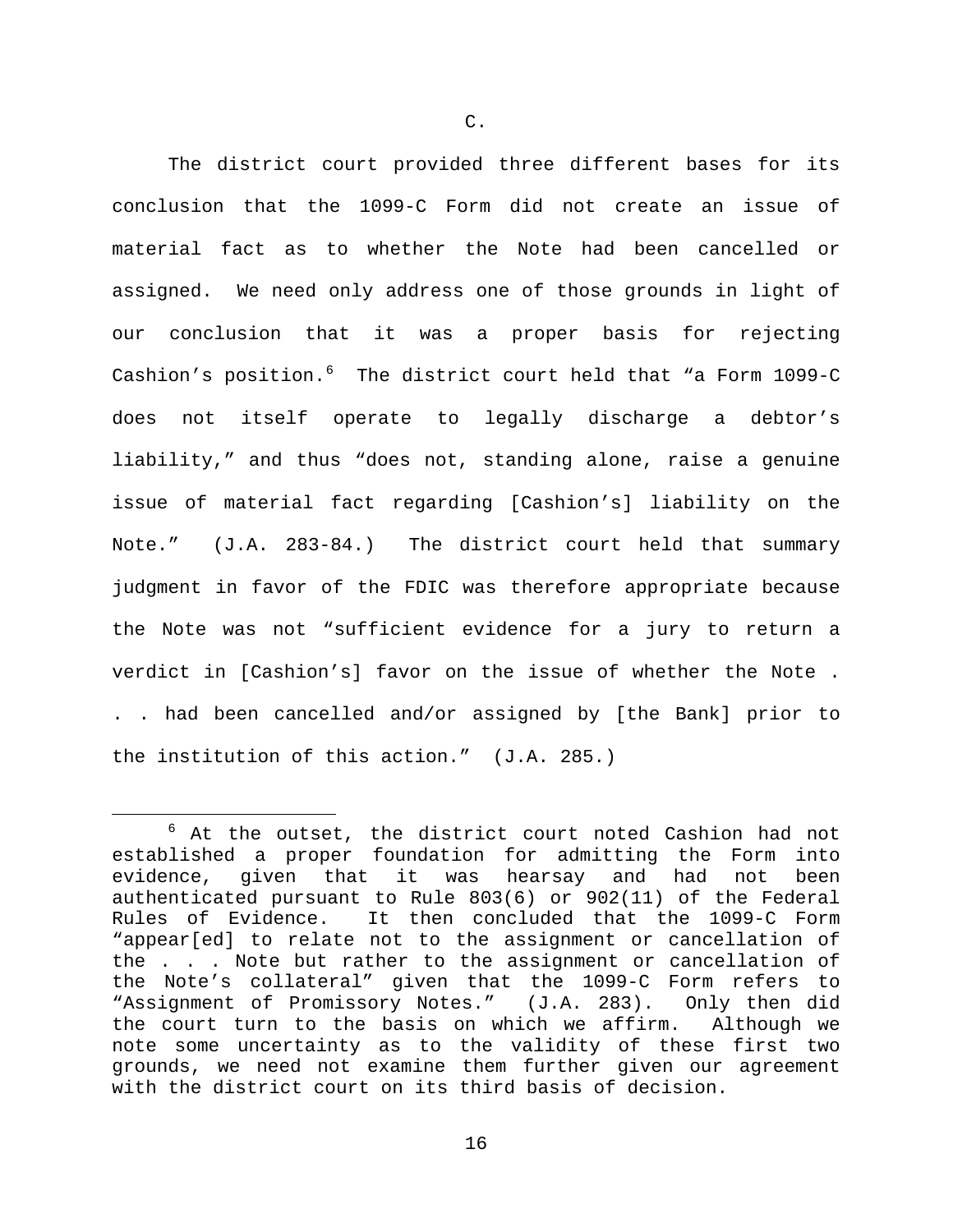C.

The district court provided three different bases for its conclusion that the 1099-C Form did not create an issue of material fact as to whether the Note had been cancelled or assigned. We need only address one of those grounds in light of our conclusion that it was a proper basis for rejecting Cashion's position.[6] The district court held that "a Form 1099-C does not itself operate to legally discharge a debtor's liability," and thus "does not, standing alone, raise a genuine issue of material fact regarding [Cashion's] liability on the Note." (J.A. 283-84.) The district court held that summary judgment in favor of the FDIC was therefore appropriate because the Note was not "sufficient evidence for a jury to return a verdict in [Cashion's] favor on the issue of whether the Note . . . had been cancelled and/or assigned by [the Bank] prior to the institution of this action." (J.A. 285.)

---

[6] At the outset, the district court noted Cashion had not established a proper foundation for admitting the Form into evidence, given that it was hearsay and had not been authenticated pursuant to Rule 803(6) or 902(11) of the Federal Rules of Evidence. It then concluded that the 1099-C Form "appear[ed] to relate not to the assignment or cancellation of the . . . Note but rather to the assignment or cancellation of the Note's collateral" given that the 1099-C Form refers to "Assignment of Promissory Notes." (J.A. 283). Only then did the court turn to the basis on which we affirm. Although we note some uncertainty as to the validity of these first two grounds, we need not examine them further given our agreement with the district court on its third basis of decision.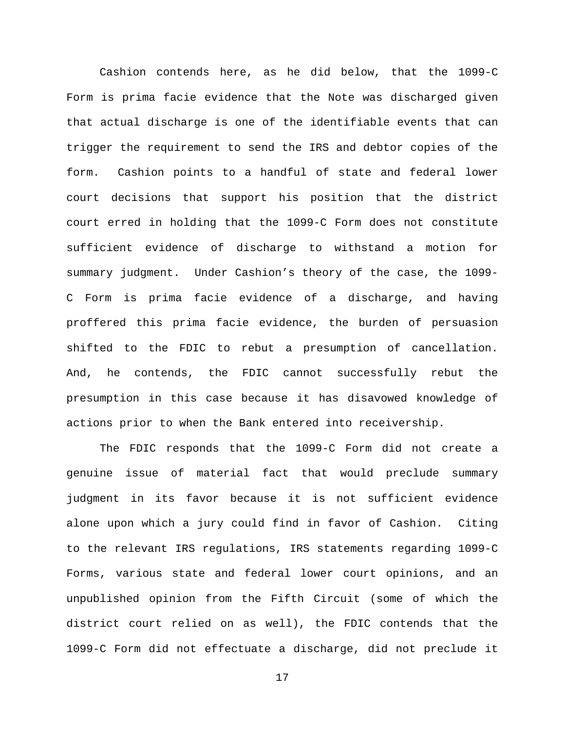Cashion contends here, as he did below, that the 1099-C Form is prima facie evidence that the Note was discharged given that actual discharge is one of the identifiable events that can trigger the requirement to send the IRS and debtor copies of the form. Cashion points to a handful of state and federal lower court decisions that support his position that the district court erred in holding that the 1099-C Form does not constitute sufficient evidence of discharge to withstand a motion for summary judgment. Under Cashion's theory of the case, the 1099-C Form is prima facie evidence of a discharge, and having proffered this prima facie evidence, the burden of persuasion shifted to the FDIC to rebut a presumption of cancellation. And, he contends, the FDIC cannot successfully rebut the presumption in this case because it has disavowed knowledge of actions prior to when the Bank entered into receivership.

The FDIC responds that the 1099-C Form did not create a genuine issue of material fact that would preclude summary judgment in its favor because it is not sufficient evidence alone upon which a jury could find in favor of Cashion. Citing to the relevant IRS regulations, IRS statements regarding 1099-C Forms, various state and federal lower court opinions, and an unpublished opinion from the Fifth Circuit (some of which the district court relied on as well), the FDIC contends that the 1099-C Form did not effectuate a discharge, did not preclude it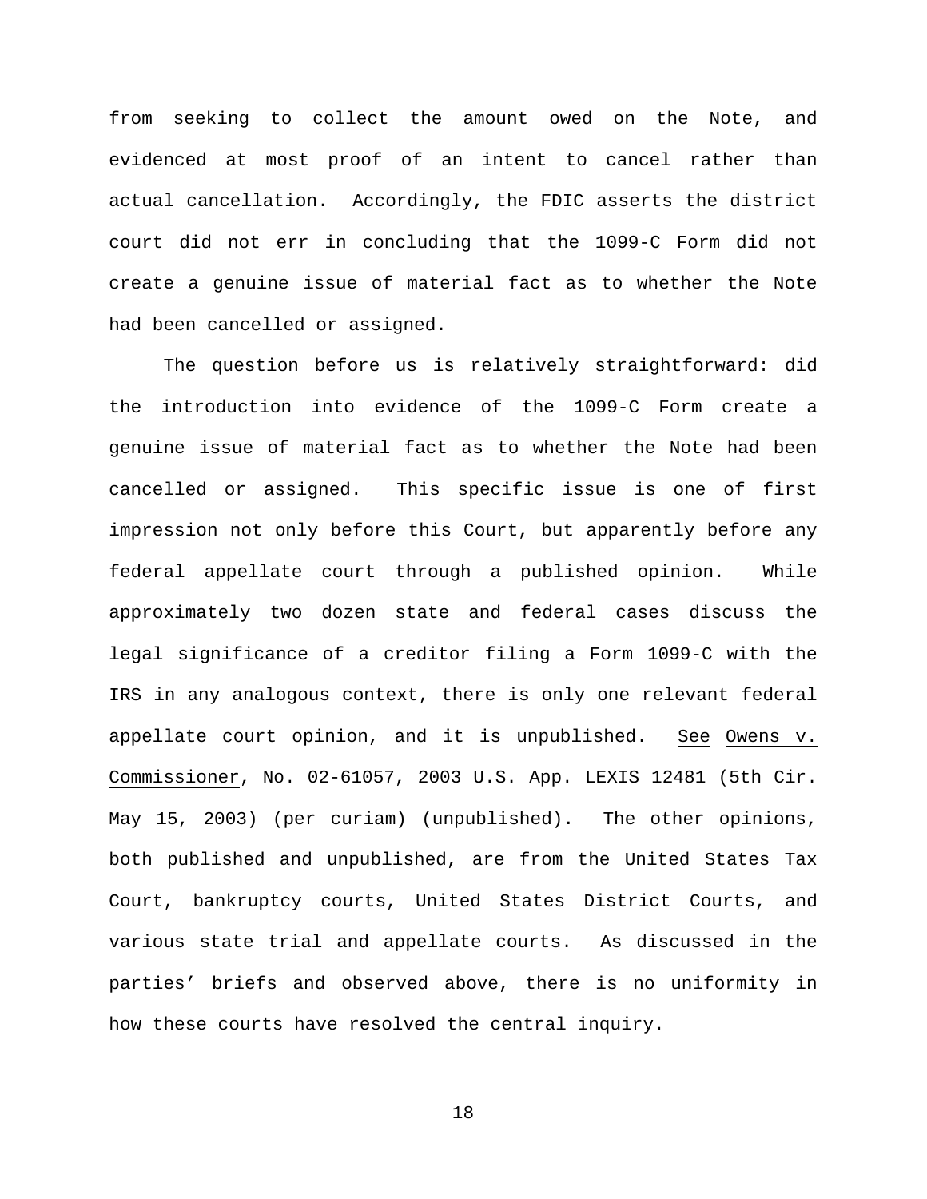from seeking to collect the amount owed on the Note, and evidenced at most proof of an intent to cancel rather than actual cancellation. Accordingly, the FDIC asserts the district court did not err in concluding that the 1099-C Form did not create a genuine issue of material fact as to whether the Note had been cancelled or assigned.

The question before us is relatively straightforward: did the introduction into evidence of the 1099-C Form create a genuine issue of material fact as to whether the Note had been cancelled or assigned. This specific issue is one of first impression not only before this Court, but apparently before any federal appellate court through a published opinion. While approximately two dozen state and federal cases discuss the legal significance of a creditor filing a Form 1099-C with the IRS in any analogous context, there is only one relevant federal appellate court opinion, and it is unpublished. See Owens v. Commissioner, No. 02-61057, 2003 U.S. App. LEXIS 12481 (5th Cir. May 15, 2003) (per curiam) (unpublished). The other opinions, both published and unpublished, are from the United States Tax Court, bankruptcy courts, United States District Courts, and various state trial and appellate courts. As discussed in the parties' briefs and observed above, there is no uniformity in how these courts have resolved the central inquiry.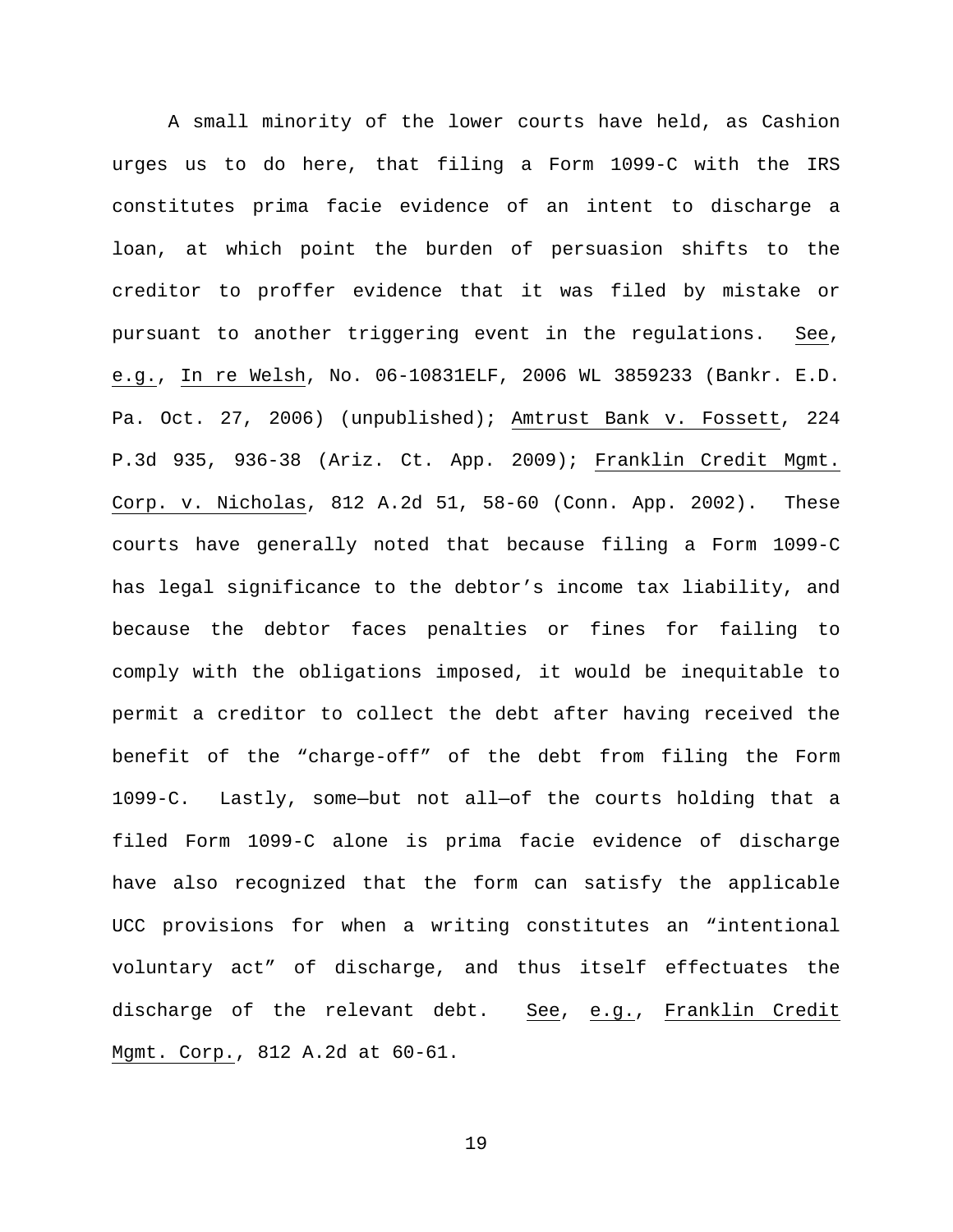A small minority of the lower courts have held, as Cashion urges us to do here, that filing a Form 1099-C with the IRS constitutes prima facie evidence of an intent to discharge a loan, at which point the burden of persuasion shifts to the creditor to proffer evidence that it was filed by mistake or pursuant to another triggering event in the regulations. See, e.g., In re Welsh, No. 06-10831ELF, 2006 WL 3859233 (Bankr. E.D. Pa. Oct. 27, 2006) (unpublished); Amtrust Bank v. Fossett, 224 P.3d 935, 936-38 (Ariz. Ct. App. 2009); Franklin Credit Mgmt. Corp. v. Nicholas, 812 A.2d 51, 58-60 (Conn. App. 2002). These courts have generally noted that because filing a Form 1099-C has legal significance to the debtor's income tax liability, and because the debtor faces penalties or fines for failing to comply with the obligations imposed, it would be inequitable to permit a creditor to collect the debt after having received the benefit of the "charge-off" of the debt from filing the Form 1099-C. Lastly, some—but not all—of the courts holding that a filed Form 1099-C alone is prima facie evidence of discharge have also recognized that the form can satisfy the applicable UCC provisions for when a writing constitutes an "intentional voluntary act" of discharge, and thus itself effectuates the discharge of the relevant debt. See, e.g., Franklin Credit Mgmt. Corp., 812 A.2d at 60-61.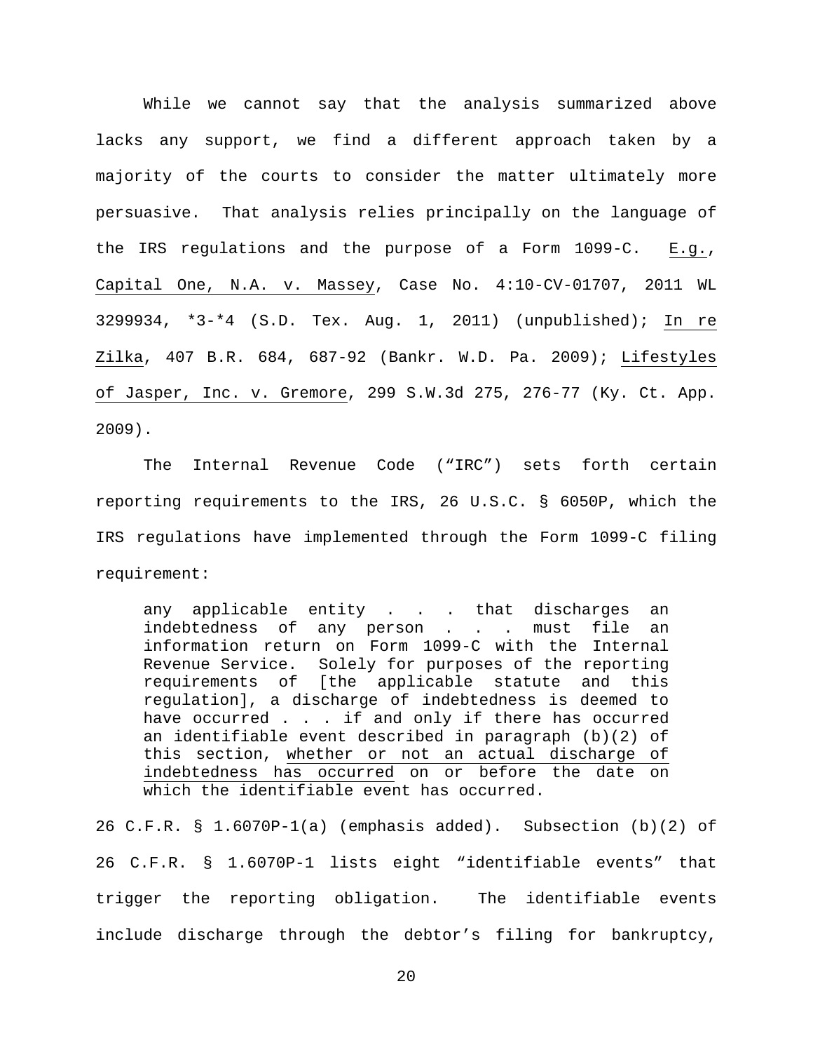While we cannot say that the analysis summarized above lacks any support, we find a different approach taken by a majority of the courts to consider the matter ultimately more persuasive. That analysis relies principally on the language of the IRS regulations and the purpose of a Form 1099-C. E.g., Capital One, N.A. v. Massey, Case No. 4:10-CV-01707, 2011 WL 3299934, *3-*4 (S.D. Tex. Aug. 1, 2011) (unpublished); In re Zilka, 407 B.R. 684, 687-92 (Bankr. W.D. Pa. 2009); Lifestyles of Jasper, Inc. v. Gremore, 299 S.W.3d 275, 276-77 (Ky. Ct. App. 2009).

The Internal Revenue Code ("IRC") sets forth certain reporting requirements to the IRS, 26 U.S.C. § 6050P, which the IRS regulations have implemented through the Form 1099-C filing requirement:

> any applicable entity . . . that discharges an indebtedness of any person . . . must file an information return on Form 1099-C with the Internal Revenue Service. Solely for purposes of the reporting requirements of [the applicable statute and this regulation], a discharge of indebtedness is deemed to have occurred . . . if and only if there has occurred an identifiable event described in paragraph (b)(2) of this section, whether or not an actual discharge of indebtedness has occurred on or before the date on which the identifiable event has occurred.

26 C.F.R. § 1.6070P-1(a) (emphasis added). Subsection (b)(2) of 26 C.F.R. § 1.6070P-1 lists eight "identifiable events" that trigger the reporting obligation. The identifiable events include discharge through the debtor's filing for bankruptcy,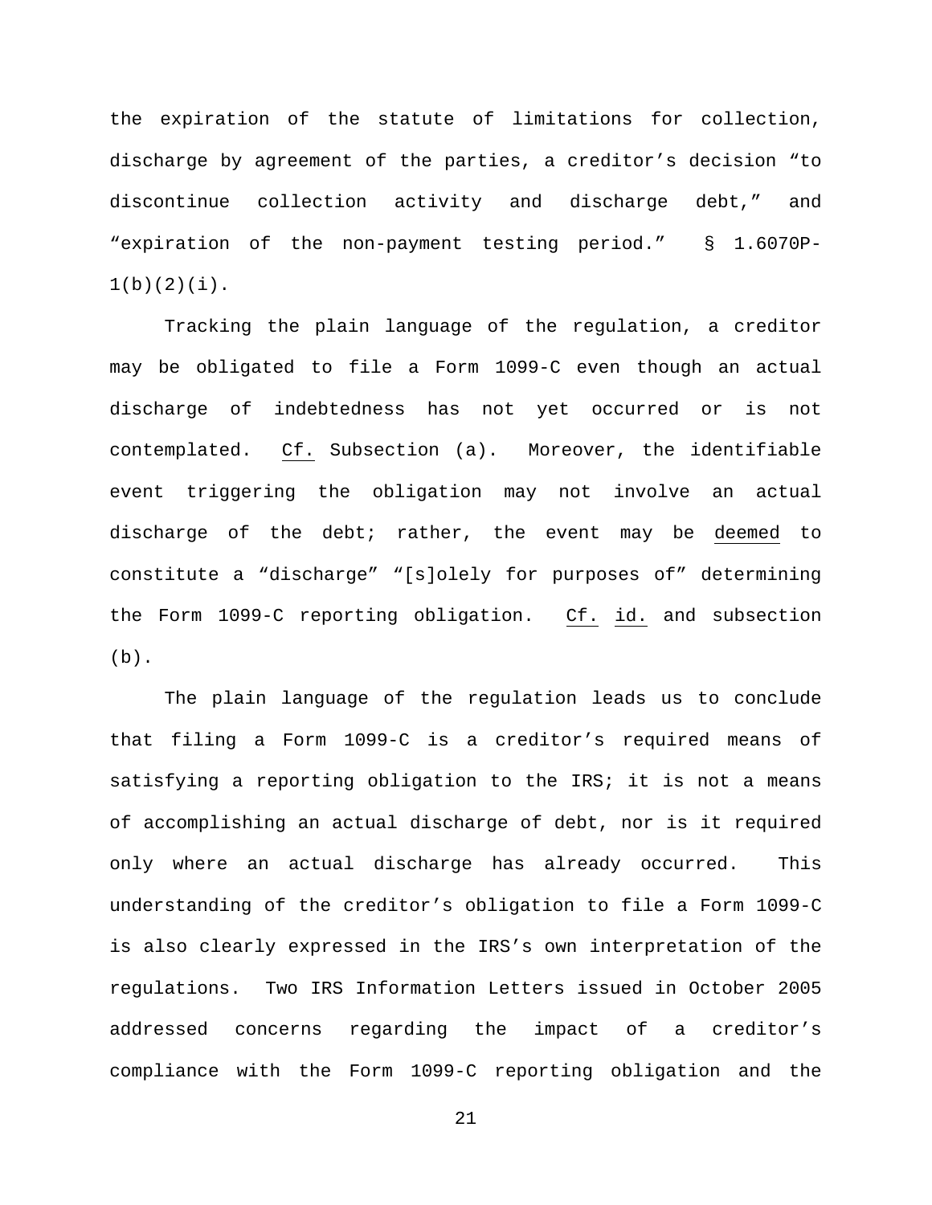the expiration of the statute of limitations for collection, discharge by agreement of the parties, a creditor's decision "to discontinue collection activity and discharge debt," and "expiration of the non-payment testing period." § 1.6070P-1(b)(2)(i).

Tracking the plain language of the regulation, a creditor may be obligated to file a Form 1099-C even though an actual discharge of indebtedness has not yet occurred or is not contemplated. Cf. Subsection (a). Moreover, the identifiable event triggering the obligation may not involve an actual discharge of the debt; rather, the event may be deemed to constitute a "discharge" "[s]olely for purposes of" determining the Form 1099-C reporting obligation. Cf. id. and subsection (b).

The plain language of the regulation leads us to conclude that filing a Form 1099-C is a creditor's required means of satisfying a reporting obligation to the IRS; it is not a means of accomplishing an actual discharge of debt, nor is it required only where an actual discharge has already occurred. This understanding of the creditor's obligation to file a Form 1099-C is also clearly expressed in the IRS's own interpretation of the regulations. Two IRS Information Letters issued in October 2005 addressed concerns regarding the impact of a creditor's compliance with the Form 1099-C reporting obligation and the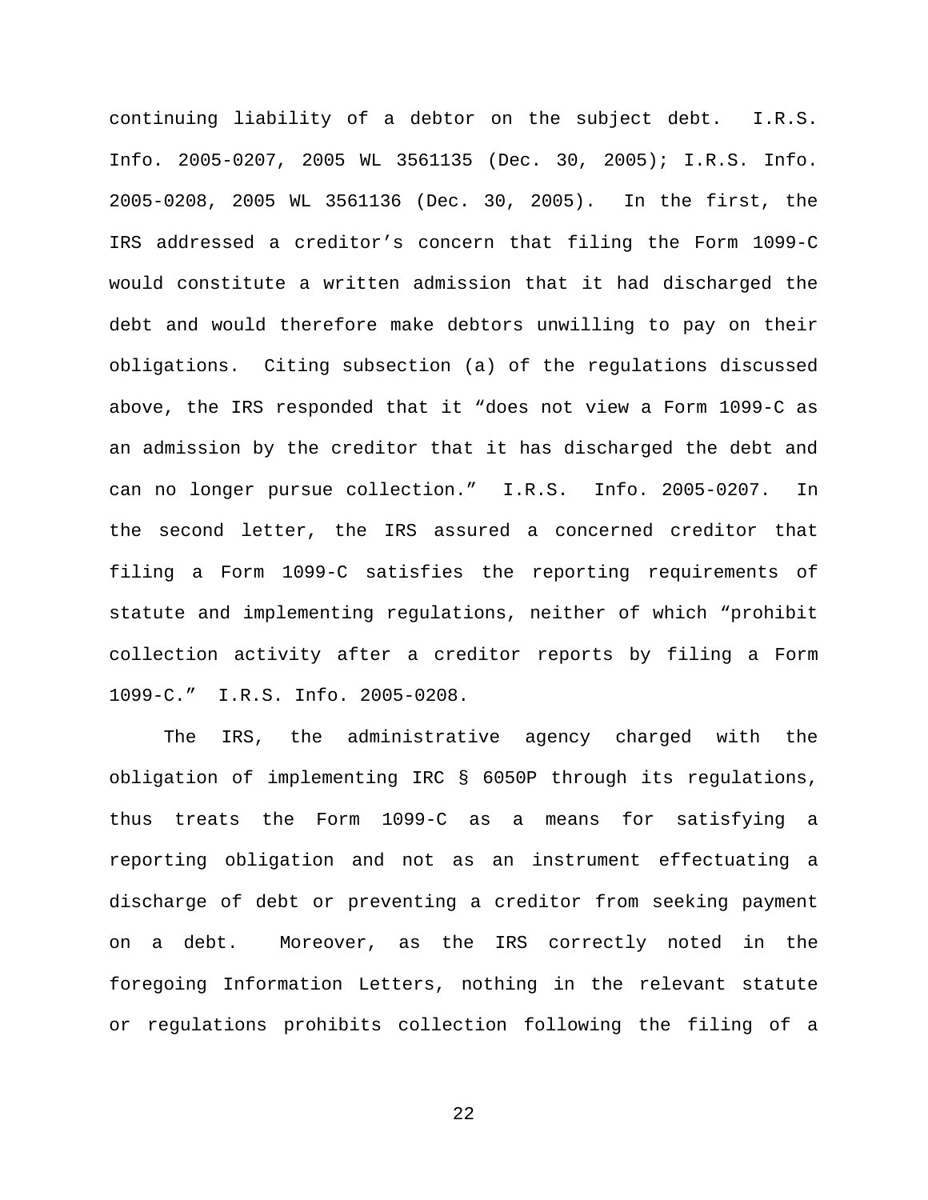continuing liability of a debtor on the subject debt. I.R.S. Info. 2005-0207, 2005 WL 3561135 (Dec. 30, 2005); I.R.S. Info. 2005-0208, 2005 WL 3561136 (Dec. 30, 2005). In the first, the IRS addressed a creditor's concern that filing the Form 1099-C would constitute a written admission that it had discharged the debt and would therefore make debtors unwilling to pay on their obligations. Citing subsection (a) of the regulations discussed above, the IRS responded that it "does not view a Form 1099-C as an admission by the creditor that it has discharged the debt and can no longer pursue collection." I.R.S. Info. 2005-0207. In the second letter, the IRS assured a concerned creditor that filing a Form 1099-C satisfies the reporting requirements of statute and implementing regulations, neither of which "prohibit collection activity after a creditor reports by filing a Form 1099-C." I.R.S. Info. 2005-0208.

The IRS, the administrative agency charged with the obligation of implementing IRC § 6050P through its regulations, thus treats the Form 1099-C as a means for satisfying a reporting obligation and not as an instrument effectuating a discharge of debt or preventing a creditor from seeking payment on a debt. Moreover, as the IRS correctly noted in the foregoing Information Letters, nothing in the relevant statute or regulations prohibits collection following the filing of a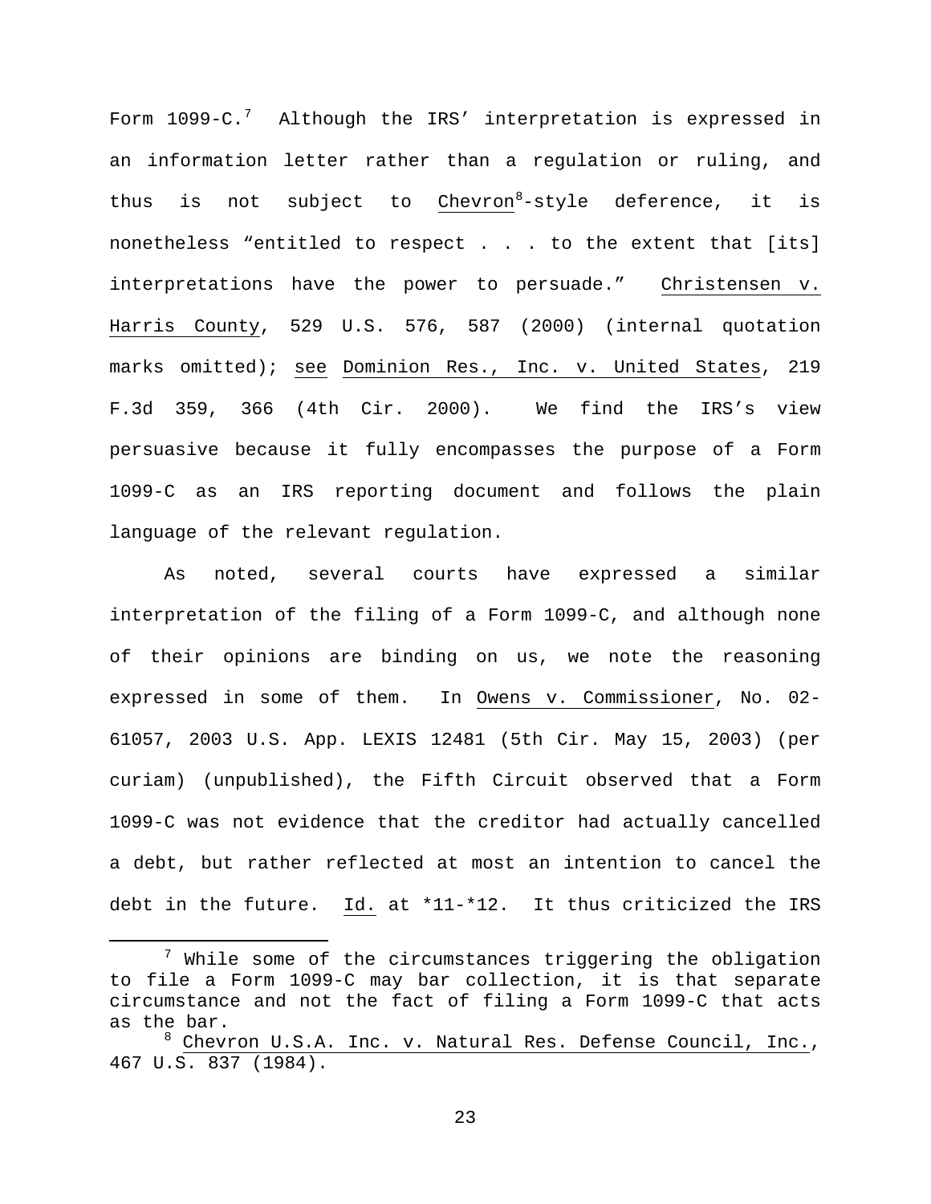Form 1099-C.[7] Although the IRS' interpretation is expressed in an information letter rather than a regulation or ruling, and thus is not subject to Chevron[8]-style deference, it is nonetheless "entitled to respect . . . to the extent that [its] interpretations have the power to persuade." Christensen v. Harris County, 529 U.S. 576, 587 (2000) (internal quotation marks omitted); see Dominion Res., Inc. v. United States, 219 F.3d 359, 366 (4th Cir. 2000). We find the IRS's view persuasive because it fully encompasses the purpose of a Form 1099-C as an IRS reporting document and follows the plain language of the relevant regulation.

As noted, several courts have expressed a similar interpretation of the filing of a Form 1099-C, and although none of their opinions are binding on us, we note the reasoning expressed in some of them. In Owens v. Commissioner, No. 02-61057, 2003 U.S. App. LEXIS 12481 (5th Cir. May 15, 2003) (per curiam) (unpublished), the Fifth Circuit observed that a Form 1099-C was not evidence that the creditor had actually cancelled a debt, but rather reflected at most an intention to cancel the debt in the future. Id. at *11-*12. It thus criticized the IRS

---

[7] While some of the circumstances triggering the obligation to file a Form 1099-C may bar collection, it is that separate circumstance and not the fact of filing a Form 1099-C that acts as the bar.

[8] Chevron U.S.A. Inc. v. Natural Res. Defense Council, Inc., 467 U.S. 837 (1984).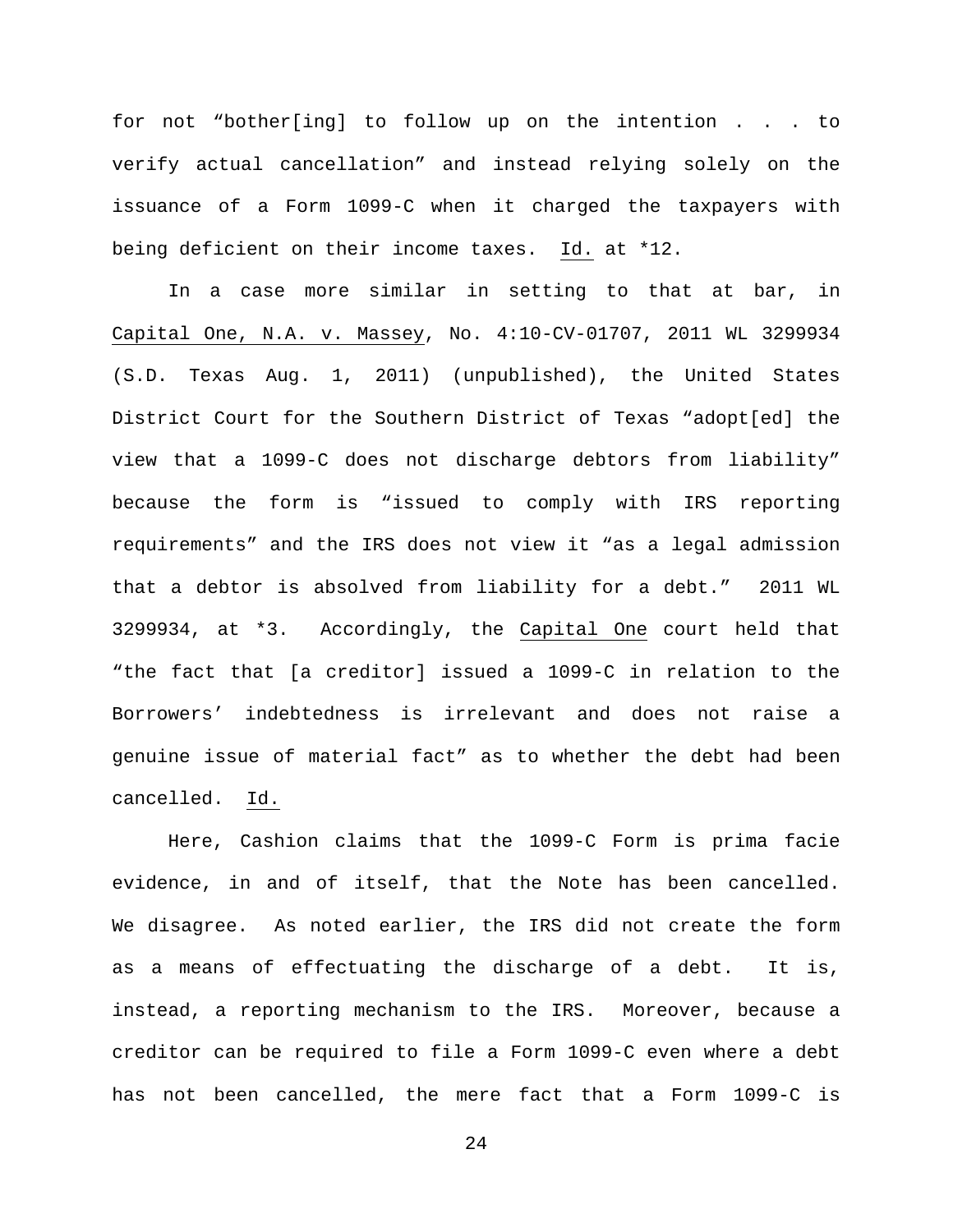for not "bother[ing] to follow up on the intention . . . to verify actual cancellation" and instead relying solely on the issuance of a Form 1099-C when it charged the taxpayers with being deficient on their income taxes. Id. at *12.

In a case more similar in setting to that at bar, in Capital One, N.A. v. Massey, No. 4:10-CV-01707, 2011 WL 3299934 (S.D. Texas Aug. 1, 2011) (unpublished), the United States District Court for the Southern District of Texas "adopt[ed] the view that a 1099-C does not discharge debtors from liability" because the form is "issued to comply with IRS reporting requirements" and the IRS does not view it "as a legal admission that a debtor is absolved from liability for a debt." 2011 WL 3299934, at *3. Accordingly, the Capital One court held that "the fact that [a creditor] issued a 1099-C in relation to the Borrowers' indebtedness is irrelevant and does not raise a genuine issue of material fact" as to whether the debt had been cancelled. Id.

Here, Cashion claims that the 1099-C Form is prima facie evidence, in and of itself, that the Note has been cancelled. We disagree. As noted earlier, the IRS did not create the form as a means of effectuating the discharge of a debt. It is, instead, a reporting mechanism to the IRS. Moreover, because a creditor can be required to file a Form 1099-C even where a debt has not been cancelled, the mere fact that a Form 1099-C is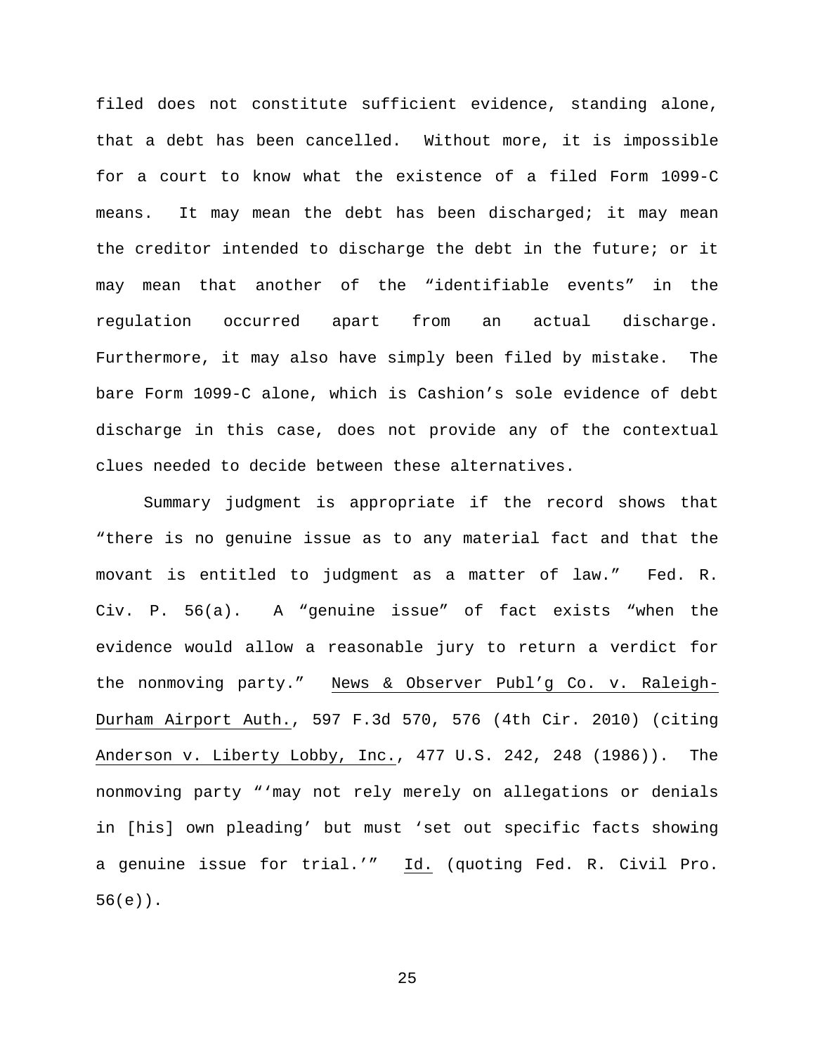filed does not constitute sufficient evidence, standing alone, that a debt has been cancelled. Without more, it is impossible for a court to know what the existence of a filed Form 1099-C means. It may mean the debt has been discharged; it may mean the creditor intended to discharge the debt in the future; or it may mean that another of the "identifiable events" in the regulation occurred apart from an actual discharge. Furthermore, it may also have simply been filed by mistake. The bare Form 1099-C alone, which is Cashion's sole evidence of debt discharge in this case, does not provide any of the contextual clues needed to decide between these alternatives.

Summary judgment is appropriate if the record shows that "there is no genuine issue as to any material fact and that the movant is entitled to judgment as a matter of law." Fed. R. Civ. P. 56(a). A "genuine issue" of fact exists "when the evidence would allow a reasonable jury to return a verdict for the nonmoving party." News & Observer Publ'g Co. v. Raleigh-Durham Airport Auth., 597 F.3d 570, 576 (4th Cir. 2010) (citing Anderson v. Liberty Lobby, Inc., 477 U.S. 242, 248 (1986)). The nonmoving party "'may not rely merely on allegations or denials in [his] own pleading' but must 'set out specific facts showing a genuine issue for trial.'" Id. (quoting Fed. R. Civil Pro. 56(e)).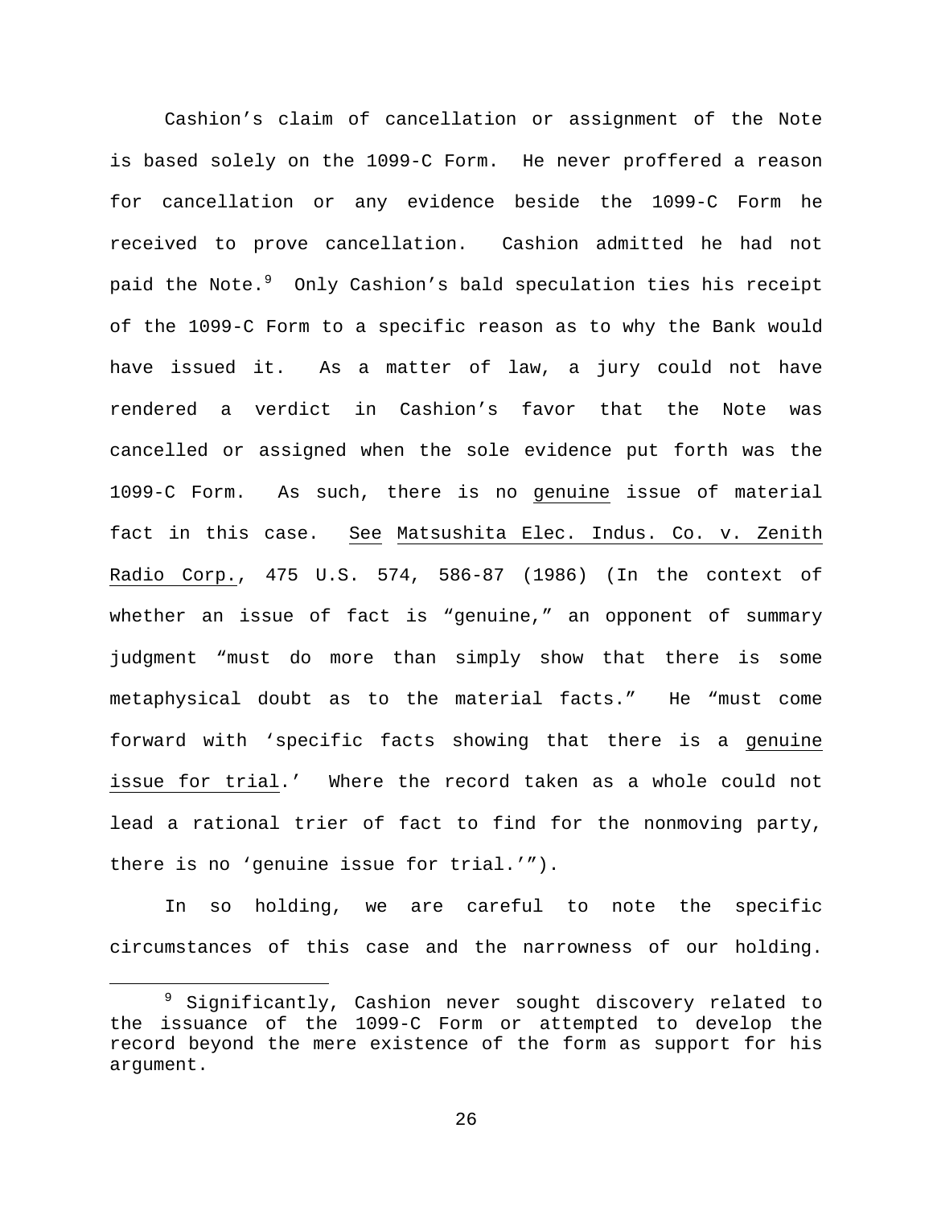Cashion's claim of cancellation or assignment of the Note is based solely on the 1099-C Form. He never proffered a reason for cancellation or any evidence beside the 1099-C Form he received to prove cancellation. Cashion admitted he had not paid the Note.[9] Only Cashion's bald speculation ties his receipt of the 1099-C Form to a specific reason as to why the Bank would have issued it. As a matter of law, a jury could not have rendered a verdict in Cashion's favor that the Note was cancelled or assigned when the sole evidence put forth was the 1099-C Form. As such, there is no genuine issue of material fact in this case. See Matsushita Elec. Indus. Co. v. Zenith Radio Corp., 475 U.S. 574, 586-87 (1986) (In the context of whether an issue of fact is "genuine," an opponent of summary judgment "must do more than simply show that there is some metaphysical doubt as to the material facts." He "must come forward with 'specific facts showing that there is a genuine issue for trial.' Where the record taken as a whole could not lead a rational trier of fact to find for the nonmoving party, there is no 'genuine issue for trial.'").

In so holding, we are careful to note the specific circumstances of this case and the narrowness of our holding.

---

[9] Significantly, Cashion never sought discovery related to the issuance of the 1099-C Form or attempted to develop the record beyond the mere existence of the form as support for his argument.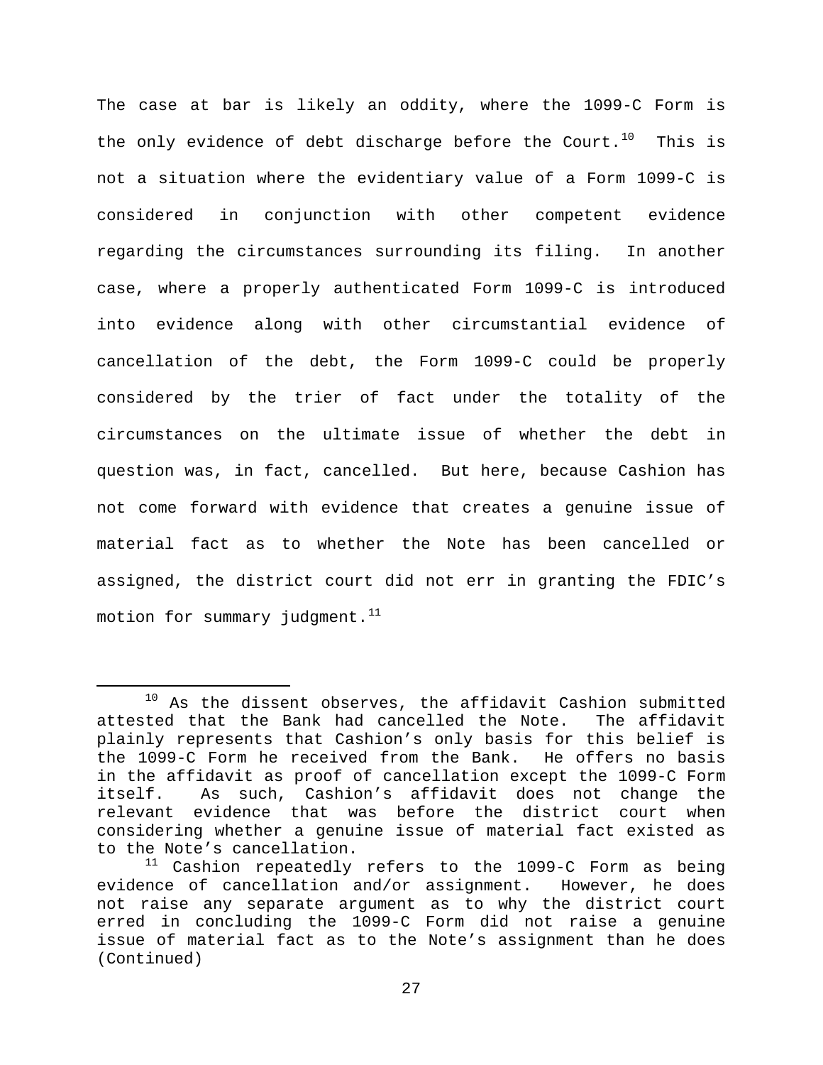The case at bar is likely an oddity, where the 1099-C Form is the only evidence of debt discharge before the Court.[10] This is not a situation where the evidentiary value of a Form 1099-C is considered in conjunction with other competent evidence regarding the circumstances surrounding its filing. In another case, where a properly authenticated Form 1099-C is introduced into evidence along with other circumstantial evidence of cancellation of the debt, the Form 1099-C could be properly considered by the trier of fact under the totality of the circumstances on the ultimate issue of whether the debt in question was, in fact, cancelled. But here, because Cashion has not come forward with evidence that creates a genuine issue of material fact as to whether the Note has been cancelled or assigned, the district court did not err in granting the FDIC's motion for summary judgment.[11]

---

[10] As the dissent observes, the affidavit Cashion submitted attested that the Bank had cancelled the Note. The affidavit plainly represents that Cashion's only basis for this belief is the 1099-C Form he received from the Bank. He offers no basis in the affidavit as proof of cancellation except the 1099-C Form itself. As such, Cashion's affidavit does not change the relevant evidence that was before the district court when considering whether a genuine issue of material fact existed as to the Note's cancellation.

[11] Cashion repeatedly refers to the 1099-C Form as being evidence of cancellation and/or assignment. However, he does not raise any separate argument as to why the district court erred in concluding the 1099-C Form did not raise a genuine issue of material fact as to the Note's assignment than he does (Continued)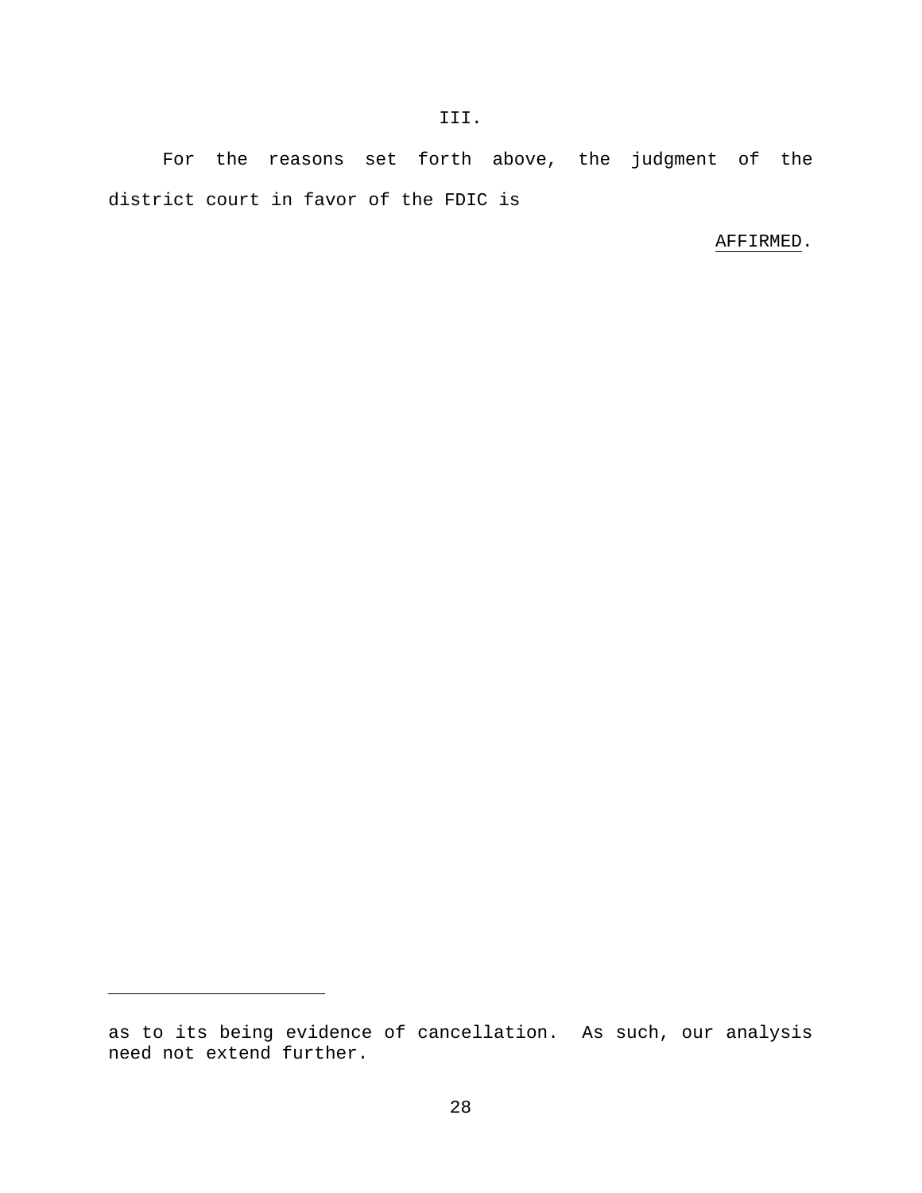III.

For the reasons set forth above, the judgment of the district court in favor of the FDIC is

AFFIRMED.

---

as to its being evidence of cancellation. As such, our analysis need not extend further.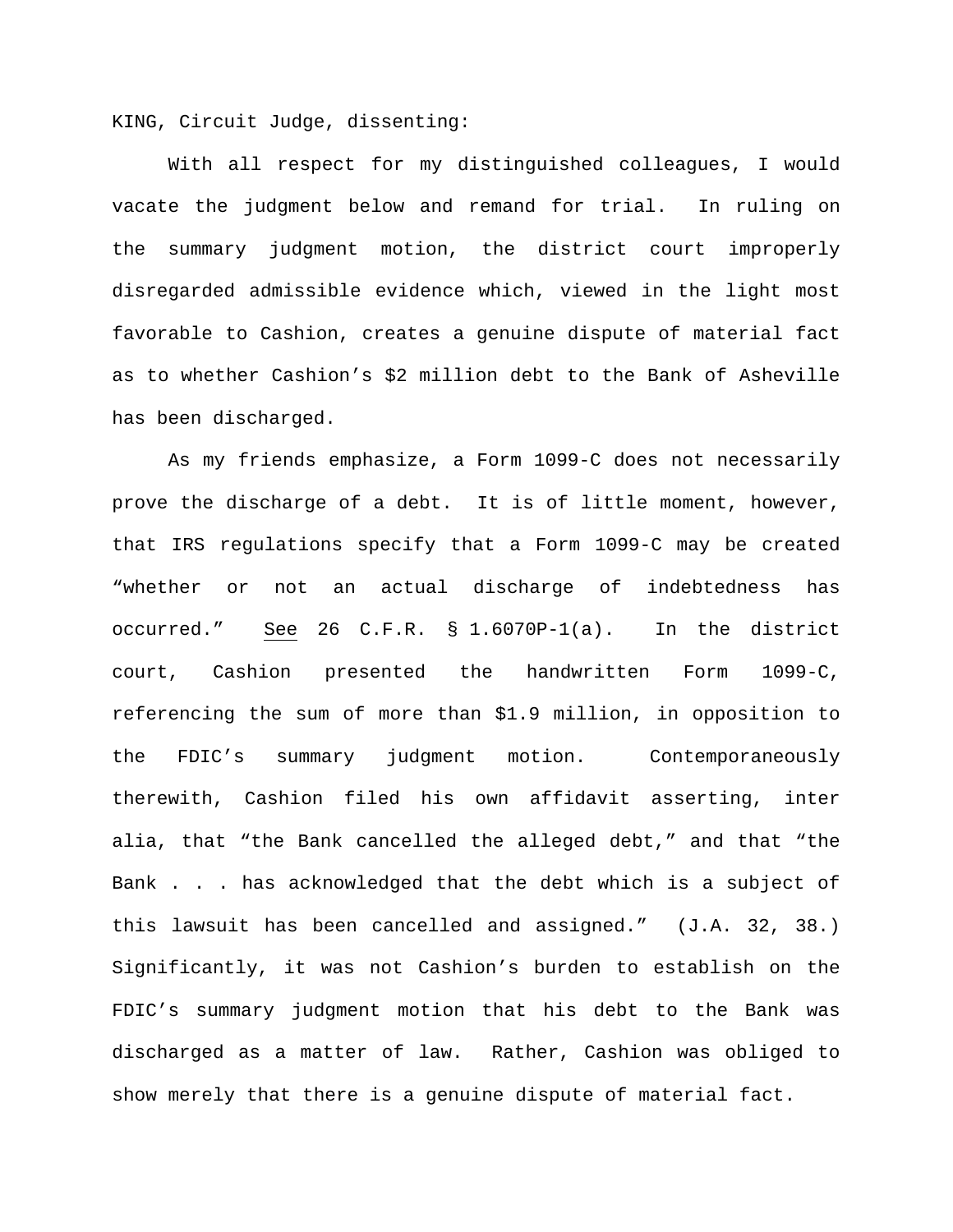KING, Circuit Judge, dissenting:

With all respect for my distinguished colleagues, I would vacate the judgment below and remand for trial. In ruling on the summary judgment motion, the district court improperly disregarded admissible evidence which, viewed in the light most favorable to Cashion, creates a genuine dispute of material fact as to whether Cashion's $2 million debt to the Bank of Asheville has been discharged.

As my friends emphasize, a Form 1099-C does not necessarily prove the discharge of a debt. It is of little moment, however, that IRS regulations specify that a Form 1099-C may be created "whether or not an actual discharge of indebtedness has occurred." See 26 C.F.R. § 1.6070P-1(a). In the district court, Cashion presented the handwritten Form 1099-C, referencing the sum of more than $1.9 million, in opposition to the FDIC's summary judgment motion. Contemporaneously therewith, Cashion filed his own affidavit asserting, inter alia, that "the Bank cancelled the alleged debt," and that "the Bank . . . has acknowledged that the debt which is a subject of this lawsuit has been cancelled and assigned." (J.A. 32, 38.) Significantly, it was not Cashion's burden to establish on the FDIC's summary judgment motion that his debt to the Bank was discharged as a matter of law. Rather, Cashion was obliged to show merely that there is a genuine dispute of material fact.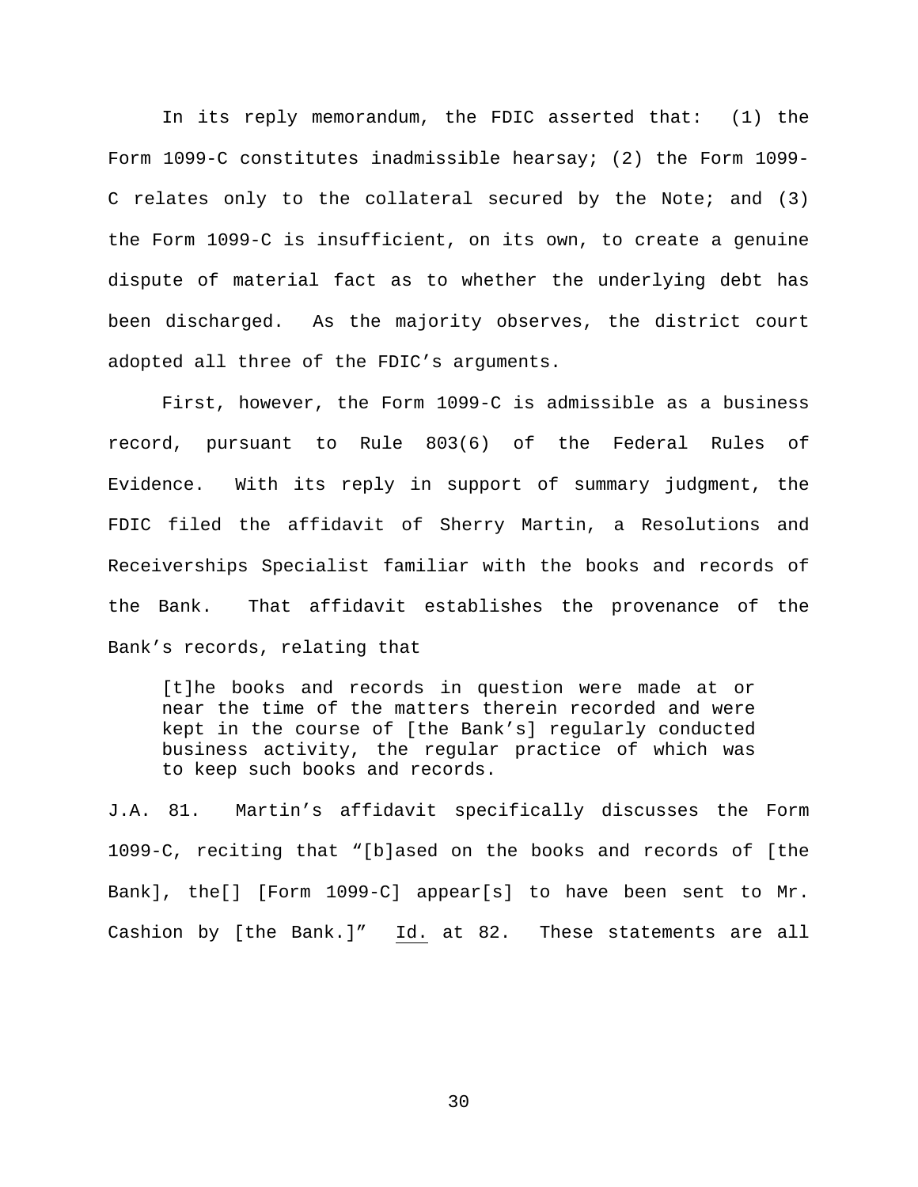In its reply memorandum, the FDIC asserted that: (1) the Form 1099-C constitutes inadmissible hearsay; (2) the Form 1099-C relates only to the collateral secured by the Note; and (3) the Form 1099-C is insufficient, on its own, to create a genuine dispute of material fact as to whether the underlying debt has been discharged. As the majority observes, the district court adopted all three of the FDIC's arguments.

First, however, the Form 1099-C is admissible as a business record, pursuant to Rule 803(6) of the Federal Rules of Evidence. With its reply in support of summary judgment, the FDIC filed the affidavit of Sherry Martin, a Resolutions and Receiverships Specialist familiar with the books and records of the Bank. That affidavit establishes the provenance of the Bank's records, relating that

> [t]he books and records in question were made at or near the time of the matters therein recorded and were kept in the course of [the Bank's] regularly conducted business activity, the regular practice of which was to keep such books and records.

J.A. 81. Martin's affidavit specifically discusses the Form 1099-C, reciting that "[b]ased on the books and records of [the Bank], the[] [Form 1099-C] appear[s] to have been sent to Mr. Cashion by [the Bank.]" Id. at 82. These statements are all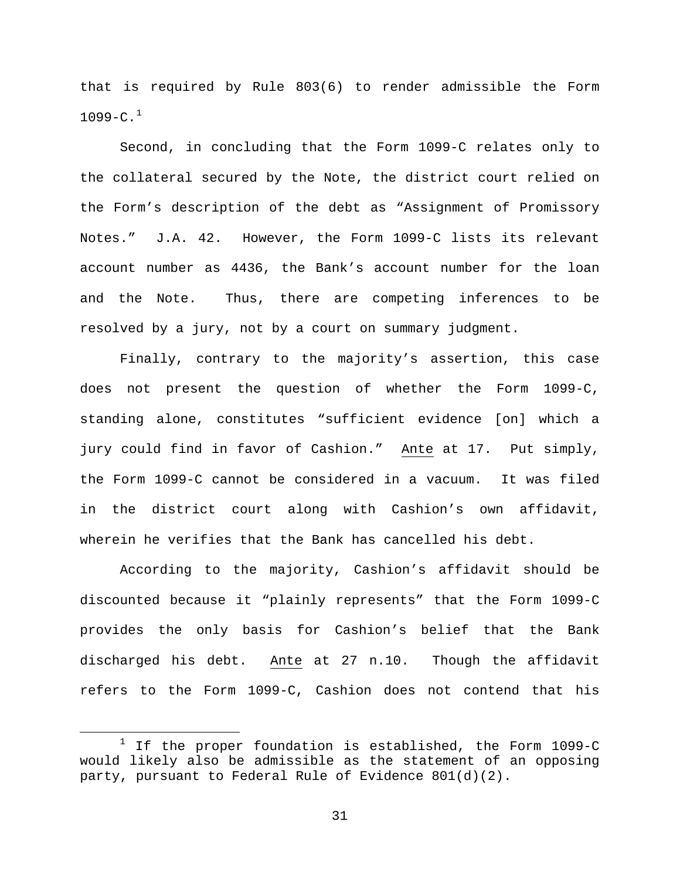that is required by Rule 803(6) to render admissible the Form 1099-C.[1]

Second, in concluding that the Form 1099-C relates only to the collateral secured by the Note, the district court relied on the Form's description of the debt as "Assignment of Promissory Notes." J.A. 42. However, the Form 1099-C lists its relevant account number as 4436, the Bank's account number for the loan and the Note. Thus, there are competing inferences to be resolved by a jury, not by a court on summary judgment.

Finally, contrary to the majority's assertion, this case does not present the question of whether the Form 1099-C, standing alone, constitutes "sufficient evidence [on] which a jury could find in favor of Cashion." Ante at 17. Put simply, the Form 1099-C cannot be considered in a vacuum. It was filed in the district court along with Cashion's own affidavit, wherein he verifies that the Bank has cancelled his debt.

According to the majority, Cashion's affidavit should be discounted because it "plainly represents" that the Form 1099-C provides the only basis for Cashion's belief that the Bank discharged his debt. Ante at 27 n.10. Though the affidavit refers to the Form 1099-C, Cashion does not contend that his

---

[1] If the proper foundation is established, the Form 1099-C would likely also be admissible as the statement of an opposing party, pursuant to Federal Rule of Evidence 801(d)(2).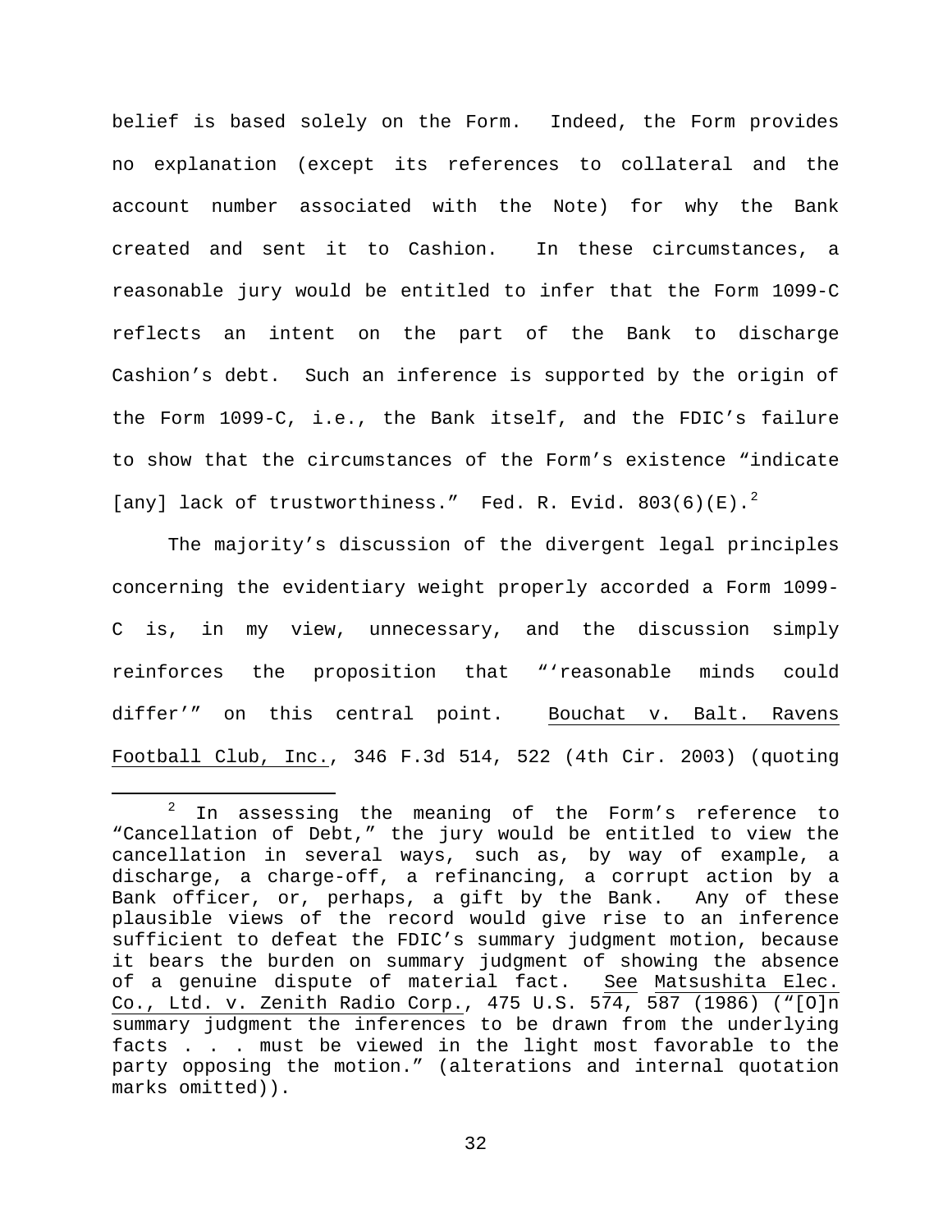belief is based solely on the Form. Indeed, the Form provides no explanation (except its references to collateral and the account number associated with the Note) for why the Bank created and sent it to Cashion. In these circumstances, a reasonable jury would be entitled to infer that the Form 1099-C reflects an intent on the part of the Bank to discharge Cashion's debt. Such an inference is supported by the origin of the Form 1099-C, i.e., the Bank itself, and the FDIC's failure to show that the circumstances of the Form's existence "indicate [any] lack of trustworthiness." Fed. R. Evid. 803(6)(E).[2]

The majority's discussion of the divergent legal principles concerning the evidentiary weight properly accorded a Form 1099-C is, in my view, unnecessary, and the discussion simply reinforces the proposition that "'reasonable minds could differ'" on this central point. Bouchat v. Balt. Ravens Football Club, Inc., 346 F.3d 514, 522 (4th Cir. 2003) (quoting

---

[2] In assessing the meaning of the Form's reference to "Cancellation of Debt," the jury would be entitled to view the cancellation in several ways, such as, by way of example, a discharge, a charge-off, a refinancing, a corrupt action by a Bank officer, or, perhaps, a gift by the Bank. Any of these plausible views of the record would give rise to an inference sufficient to defeat the FDIC's summary judgment motion, because it bears the burden on summary judgment of showing the absence of a genuine dispute of material fact. See Matsushita Elec. Co., Ltd. v. Zenith Radio Corp., 475 U.S. 574, 587 (1986) ("[O]n summary judgment the inferences to be drawn from the underlying facts . . . must be viewed in the light most favorable to the party opposing the motion." (alterations and internal quotation marks omitted)).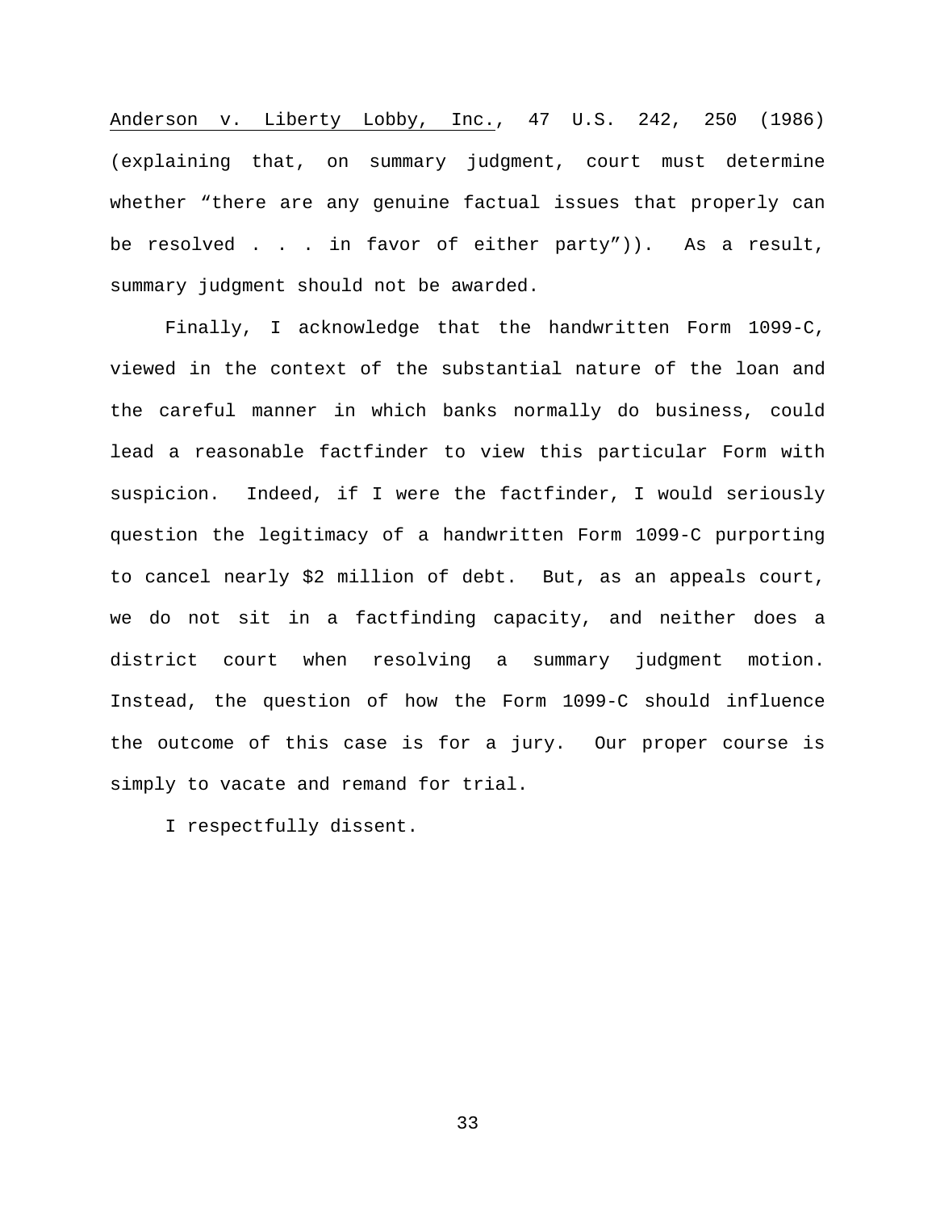Anderson v. Liberty Lobby, Inc., 47 U.S. 242, 250 (1986) (explaining that, on summary judgment, court must determine whether "there are any genuine factual issues that properly can be resolved . . . in favor of either party")). As a result, summary judgment should not be awarded.

Finally, I acknowledge that the handwritten Form 1099-C, viewed in the context of the substantial nature of the loan and the careful manner in which banks normally do business, could lead a reasonable factfinder to view this particular Form with suspicion. Indeed, if I were the factfinder, I would seriously question the legitimacy of a handwritten Form 1099-C purporting to cancel nearly $2 million of debt. But, as an appeals court, we do not sit in a factfinding capacity, and neither does a district court when resolving a summary judgment motion. Instead, the question of how the Form 1099-C should influence the outcome of this case is for a jury. Our proper course is simply to vacate and remand for trial.

I respectfully dissent.